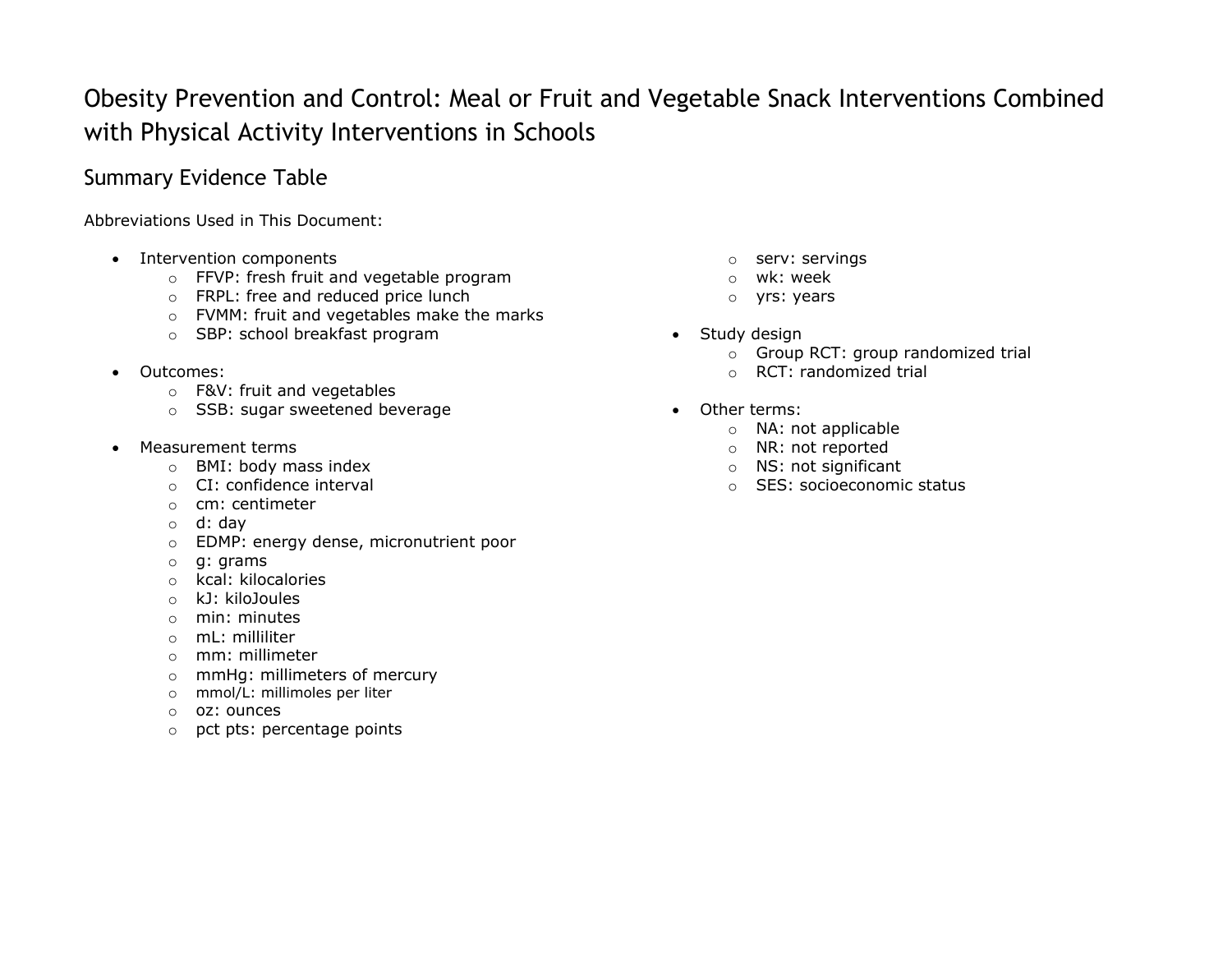# Obesity Prevention and Control: Meal or Fruit and Vegetable Snack Interventions Combined with Physical Activity Interventions in Schools

## Summary Evidence Table

Abbreviations Used in This Document:

- Intervention components
  - FFVP: fresh fruit and vegetable program
  - FRPL: free and reduced price lunch
  - FVMM: fruit and vegetables make the marks
  - SBP: school breakfast program
- Outcomes:
  - F&V: fruit and vegetables
  - SSB: sugar sweetened beverage
- Measurement terms
  - BMI: body mass index
  - CI: confidence interval
  - cm: centimeter
  - d: day
  - EDMP: energy dense, micronutrient poor
  - g: grams
  - kcal: kilocalories
  - kJ: kiloJoules
  - min: minutes
  - mL: milliliter
  - mm: millimeter
  - mmHg: millimeters of mercury
  - mmol/L: millimoles per liter
  - oz: ounces
  - pct pts: percentage points
  - serv: servings
  - wk: week
  - yrs: years
- Study design
  - Group RCT: group randomized trial
  - RCT: randomized trial
- Other terms:
  - NA: not applicable
  - NR: not reported
  - NS: not significant
  - SES: socioeconomic status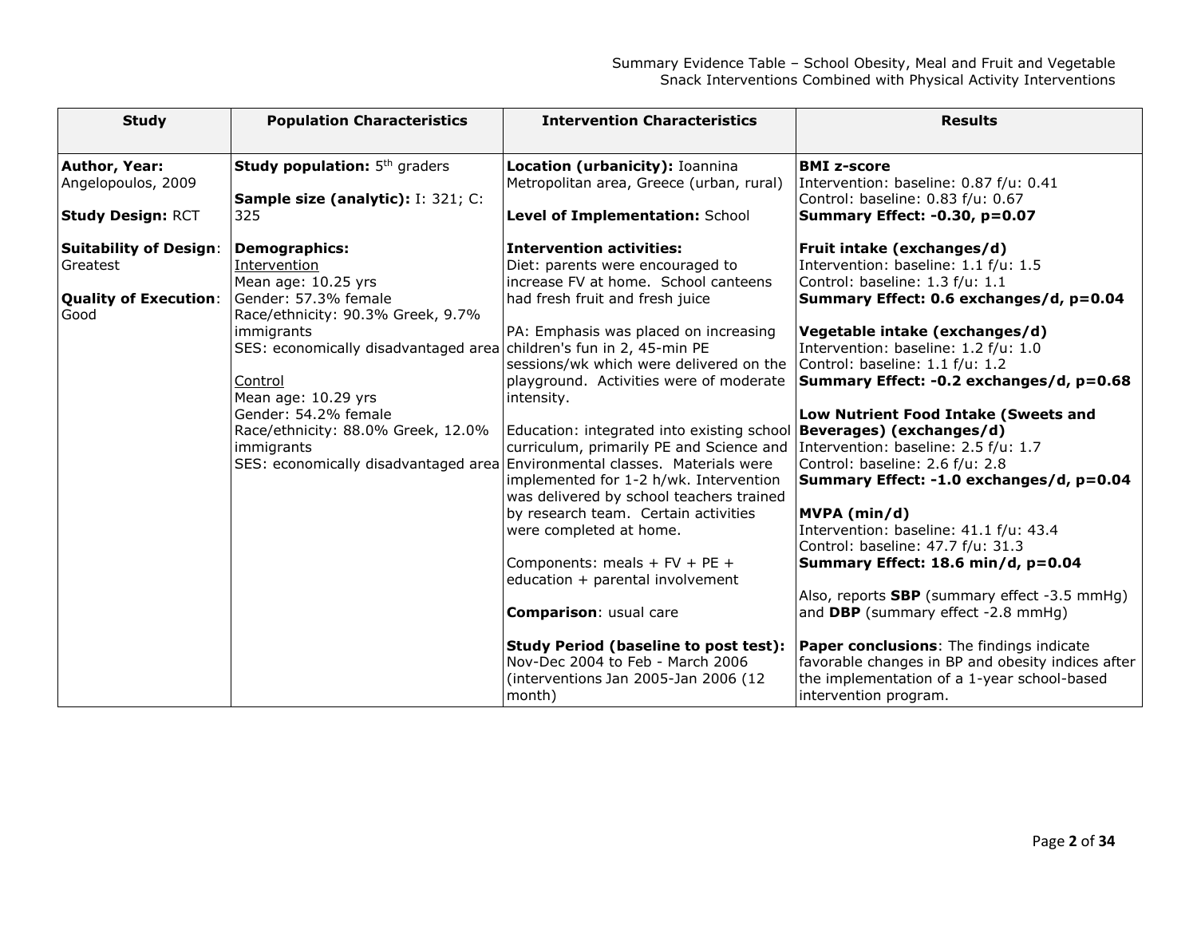| Study | Population Characteristics | Intervention Characteristics | Results |
|---|---|---|---|
| **Author, Year:** Angelopoulos, 2009<br><br>**Study Design:** RCT<br><br>**Suitability of Design**: Greatest<br><br>**Quality of Execution**: Good | **Study population:** 5th graders<br><br>**Sample size (analytic):** I: 321; C: 325<br><br>**Demographics:**<br>Intervention<br>Mean age: 10.25 yrs<br>Gender: 57.3% female<br>Race/ethnicity: 90.3% Greek, 9.7% immigrants<br>SES: economically disadvantaged area<br><br>Control<br>Mean age: 10.29 yrs<br>Gender: 54.2% female<br>Race/ethnicity: 88.0% Greek, 12.0% immigrants<br>SES: economically disadvantaged area | **Location (urbanicity):** Ioannina Metropolitan area, Greece (urban, rural)<br><br>**Level of Implementation:** School<br><br>**Intervention activities:**<br>Diet: parents were encouraged to increase FV at home. School canteens had fresh fruit and fresh juice<br><br>PA: Emphasis was placed on increasing children's fun in 2, 45-min PE sessions/wk which were delivered on the playground. Activities were of moderate intensity.<br><br>Education: integrated into existing school curriculum, primarily PE and Science and Environmental classes. Materials were implemented for 1-2 h/wk. Intervention was delivered by school teachers trained by research team. Certain activities were completed at home.<br><br>Components: meals + FV + PE + education + parental involvement<br><br>**Comparison**: usual care<br><br>**Study Period (baseline to post test):** Nov-Dec 2004 to Feb - March 2006 (interventions Jan 2005-Jan 2006 (12 month) | **BMI z-score**<br>Intervention: baseline: 0.87 f/u: 0.41<br>Control: baseline: 0.83 f/u: 0.67<br>**Summary Effect: -0.30, p=0.07**<br><br>**Fruit intake (exchanges/d)**<br>Intervention: baseline: 1.1 f/u: 1.5<br>Control: baseline: 1.3 f/u: 1.1<br>**Summary Effect: 0.6 exchanges/d, p=0.04**<br><br>**Vegetable intake (exchanges/d)**<br>Intervention: baseline: 1.2 f/u: 1.0<br>Control: baseline: 1.1 f/u: 1.2<br>**Summary Effect: -0.2 exchanges/d, p=0.68**<br><br>**Low Nutrient Food Intake (Sweets and Beverages) (exchanges/d)**<br>Intervention: baseline: 2.5 f/u: 1.7<br>Control: baseline: 2.6 f/u: 2.8<br>**Summary Effect: -1.0 exchanges/d, p=0.04**<br><br>**MVPA (min/d)**<br>Intervention: baseline: 41.1 f/u: 43.4<br>Control: baseline: 47.7 f/u: 31.3<br>**Summary Effect: 18.6 min/d, p=0.04**<br><br>Also, reports **SBP** (summary effect -3.5 mmHg) and **DBP** (summary effect -2.8 mmHg)<br><br>**Paper conclusions**: The findings indicate favorable changes in BP and obesity indices after the implementation of a 1-year school-based intervention program. |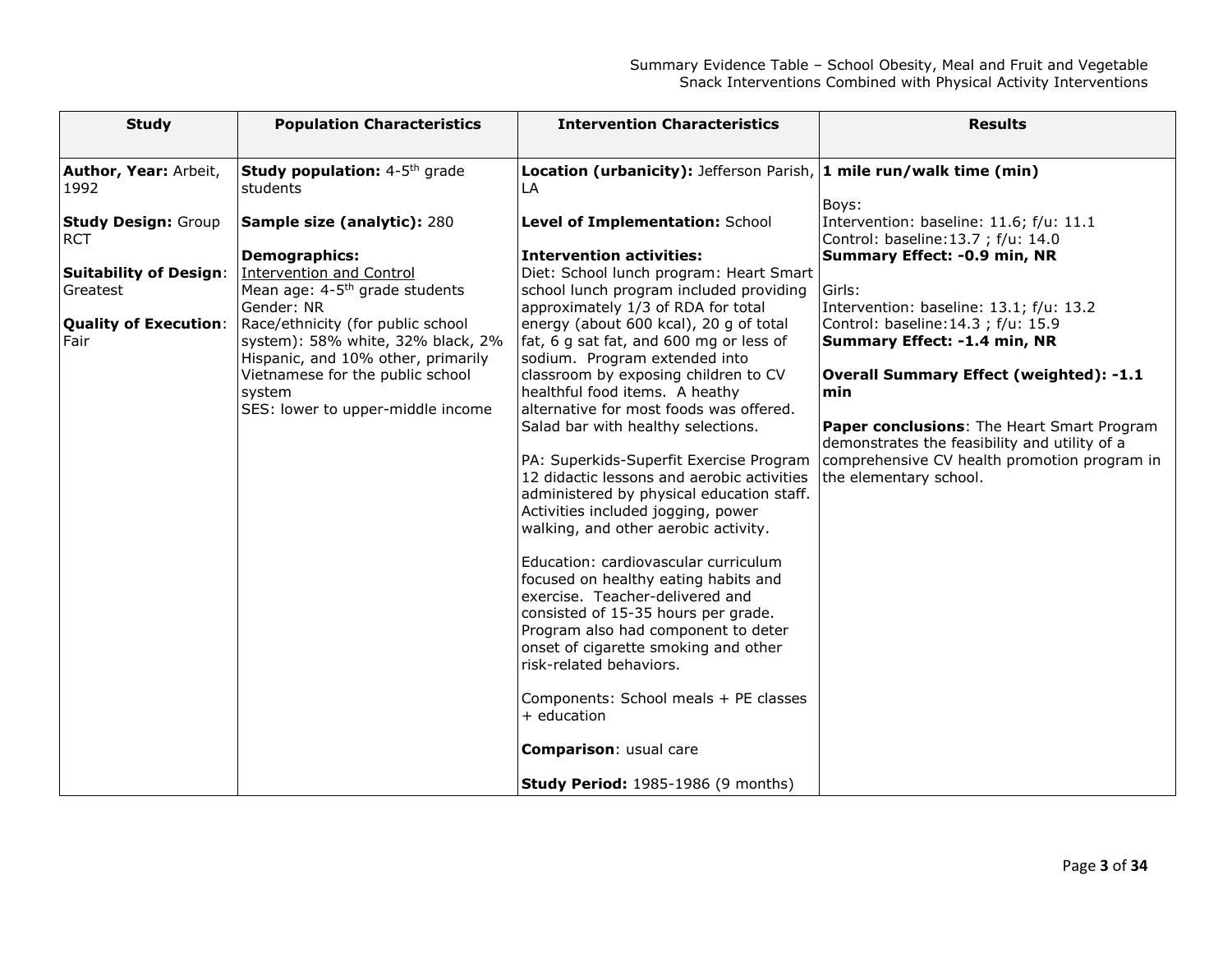| Study | Population Characteristics | Intervention Characteristics | Results |
|---|---|---|---|
| **Author, Year:** Arbeit, 1992<br><br>**Study Design:** Group RCT<br><br>**Suitability of Design**: Greatest<br><br>**Quality of Execution**: Fair | **Study population:** 4-5th grade students<br><br>**Sample size (analytic):** 280<br><br>**Demographics:**<br>Intervention and Control<br>Mean age: 4-5th grade students<br>Gender: NR<br>Race/ethnicity (for public school system): 58% white, 32% black, 2% Hispanic, and 10% other, primarily Vietnamese for the public school system<br>SES: lower to upper-middle income | **Location (urbanicity):** Jefferson Parish, LA<br><br>**Level of Implementation:** School<br><br>**Intervention activities:**<br>Diet: School lunch program: Heart Smart school lunch program included providing approximately 1/3 of RDA for total energy (about 600 kcal), 20 g of total fat, 6 g sat fat, and 600 mg or less of sodium. Program extended into classroom by exposing children to CV healthful food items. A heathy alternative for most foods was offered. Salad bar with healthy selections.<br><br>PA: Superkids-Superfit Exercise Program 12 didactic lessons and aerobic activities administered by physical education staff. Activities included jogging, power walking, and other aerobic activity.<br><br>Education: cardiovascular curriculum focused on healthy eating habits and exercise. Teacher-delivered and consisted of 15-35 hours per grade. Program also had component to deter onset of cigarette smoking and other risk-related behaviors.<br><br>Components: School meals + PE classes + education<br><br>**Comparison**: usual care<br><br>**Study Period:** 1985-1986 (9 months) | **1 mile run/walk time (min)**<br><br>Boys:<br>Intervention: baseline: 11.6; f/u: 11.1<br>Control: baseline:13.7 ; f/u: 14.0<br>**Summary Effect: -0.9 min, NR**<br><br>Girls:<br>Intervention: baseline: 13.1; f/u: 13.2<br>Control: baseline:14.3 ; f/u: 15.9<br>**Summary Effect: -1.4 min, NR**<br><br>**Overall Summary Effect (weighted): -1.1 min**<br><br>**Paper conclusions**: The Heart Smart Program demonstrates the feasibility and utility of a comprehensive CV health promotion program in the elementary school. |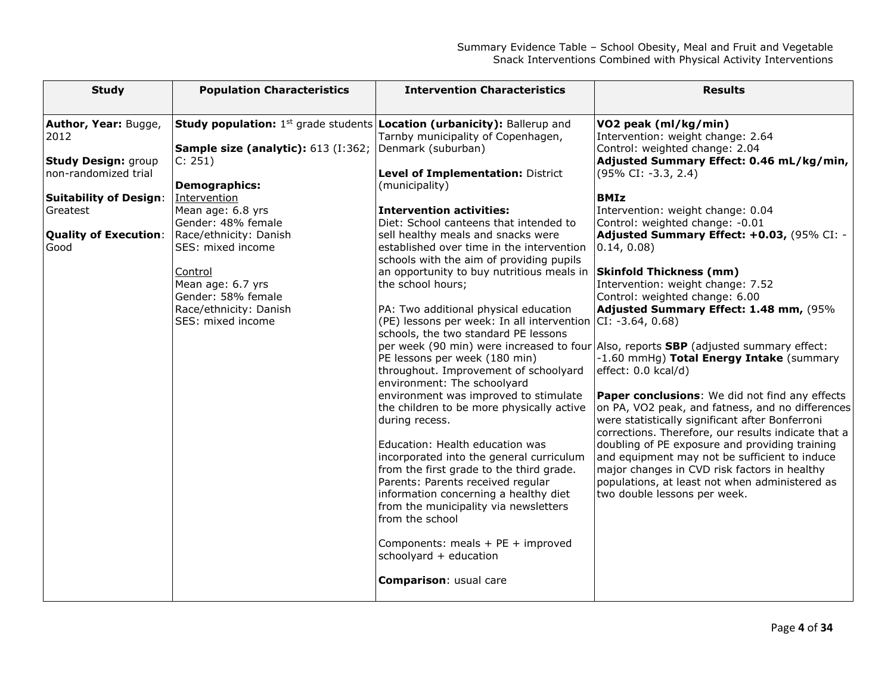| Study | Population Characteristics | Intervention Characteristics | Results |
|---|---|---|---|
| **Author, Year:** Bugge, 2012<br><br>**Study Design:** group non-randomized trial<br><br>**Suitability of Design**: Greatest<br><br>**Quality of Execution**: Good | **Study population:** 1st grade students<br><br>**Sample size (analytic):** 613 (I:362; C: 251)<br><br>**Demographics:**<br>Intervention<br>Mean age: 6.8 yrs<br>Gender: 48% female<br>Race/ethnicity: Danish<br>SES: mixed income<br><br>Control<br>Mean age: 6.7 yrs<br>Gender: 58% female<br>Race/ethnicity: Danish<br>SES: mixed income | **Location (urbanicity):** Ballerup and Tarnby municipality of Copenhagen, Denmark (suburban)<br><br>**Level of Implementation:** District (municipality)<br><br>**Intervention activities:**<br>Diet: School canteens that intended to sell healthy meals and snacks were established over time in the intervention schools with the aim of providing pupils an opportunity to buy nutritious meals in the school hours;<br><br>PA: Two additional physical education (PE) lessons per week: In all intervention schools, the two standard PE lessons per week (90 min) were increased to four PE lessons per week (180 min) throughout. Improvement of schoolyard environment: The schoolyard environment was improved to stimulate the children to be more physically active during recess.<br><br>Education: Health education was incorporated into the general curriculum from the first grade to the third grade.<br>Parents: Parents received regular information concerning a healthy diet from the municipality via newsletters from the school<br><br>Components: meals + PE + improved schoolyard + education<br><br>**Comparison**: usual care | **VO2 peak (ml/kg/min)**<br>Intervention: weight change: 2.64<br>Control: weighted change: 2.04<br>**Adjusted Summary Effect: 0.46 mL/kg/min,** (95% CI: -3.3, 2.4)<br><br>**BMIz**<br>Intervention: weight change: 0.04<br>Control: weighted change: -0.01<br>**Adjusted Summary Effect: +0.03,** (95% CI: -0.14, 0.08)<br><br>**Skinfold Thickness (mm)**<br>Intervention: weight change: 7.52<br>Control: weighted change: 6.00<br>**Adjusted Summary Effect: 1.48 mm,** (95% CI: -3.64, 0.68)<br><br>Also, reports **SBP** (adjusted summary effect: -1.60 mmHg) **Total Energy Intake** (summary effect: 0.0 kcal/d)<br><br>**Paper conclusions**: We did not find any effects on PA, VO2 peak, and fatness, and no differences were statistically significant after Bonferroni corrections. Therefore, our results indicate that a doubling of PE exposure and providing training and equipment may not be sufficient to induce major changes in CVD risk factors in healthy populations, at least not when administered as two double lessons per week. |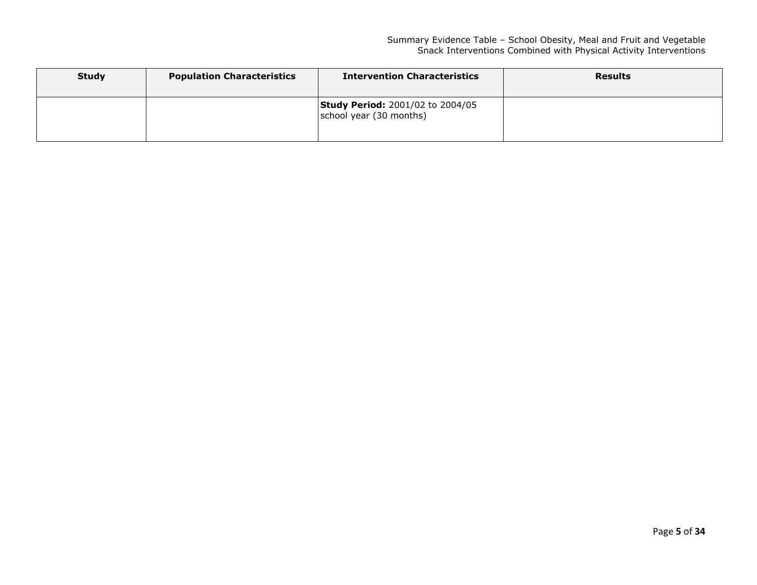| Study | Population Characteristics | Intervention Characteristics | Results |
|---|---|---|---|
| | | **Study Period:** 2001/02 to 2004/05 school year (30 months) | |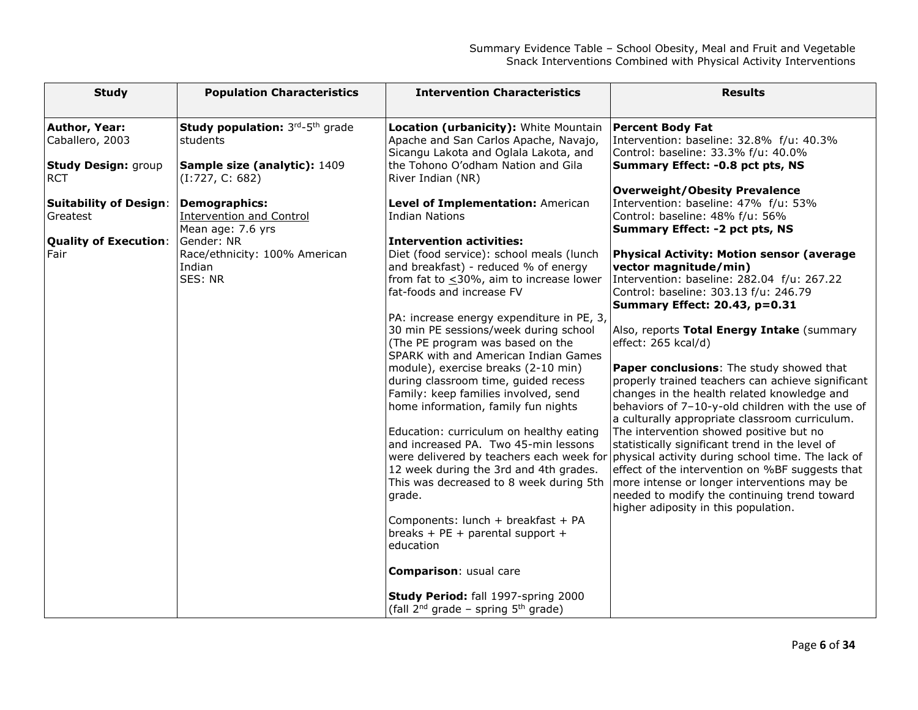| Study | Population Characteristics | Intervention Characteristics | Results |
|---|---|---|---|
| **Author, Year:** Caballero, 2003<br><br>**Study Design:** group RCT<br><br>**Suitability of Design**: Greatest<br><br>**Quality of Execution**: Fair | **Study population:** 3rd-5th grade students<br><br>**Sample size (analytic):** 1409 (I:727, C: 682)<br><br>**Demographics:**<br>Intervention and Control<br>Mean age: 7.6 yrs<br>Gender: NR<br>Race/ethnicity: 100% American Indian<br>SES: NR | **Location (urbanicity):** White Mountain Apache and San Carlos Apache, Navajo, Sicangu Lakota and Oglala Lakota, and the Tohono O'odham Nation and Gila River Indian (NR)<br><br>**Level of Implementation:** American Indian Nations<br><br>**Intervention activities:**<br>Diet (food service): school meals (lunch and breakfast) - reduced % of energy from fat to $\leq$30%, aim to increase lower fat-foods and increase FV<br><br>PA: increase energy expenditure in PE, 3, 30 min PE sessions/week during school (The PE program was based on the SPARK with and American Indian Games module), exercise breaks (2-10 min) during classroom time, guided recess<br>Family: keep families involved, send home information, family fun nights<br><br>Education: curriculum on healthy eating and increased PA. Two 45-min lessons were delivered by teachers each week for 12 week during the 3rd and 4th grades. This was decreased to 8 week during 5th grade.<br><br>Components: lunch + breakfast + PA breaks + PE + parental support + education<br><br>**Comparison**: usual care<br><br>**Study Period:** fall 1997-spring 2000 (fall 2nd grade – spring 5th grade) | **Percent Body Fat**<br>Intervention: baseline: 32.8% f/u: 40.3%<br>Control: baseline: 33.3% f/u: 40.0%<br>**Summary Effect: -0.8 pct pts, NS**<br><br>**Overweight/Obesity Prevalence**<br>Intervention: baseline: 47% f/u: 53%<br>Control: baseline: 48% f/u: 56%<br>**Summary Effect: -2 pct pts, NS**<br><br>**Physical Activity: Motion sensor (average vector magnitude/min)**<br>Intervention: baseline: 282.04 f/u: 267.22<br>Control: baseline: 303.13 f/u: 246.79<br>**Summary Effect: 20.43, p=0.31**<br><br>Also, reports **Total Energy Intake** (summary effect: 265 kcal/d)<br><br>**Paper conclusions**: The study showed that properly trained teachers can achieve significant changes in the health related knowledge and behaviors of 7–10-y-old children with the use of a culturally appropriate classroom curriculum. The intervention showed positive but no statistically significant trend in the level of physical activity during school time. The lack of effect of the intervention on %BF suggests that more intense or longer interventions may be needed to modify the continuing trend toward higher adiposity in this population. |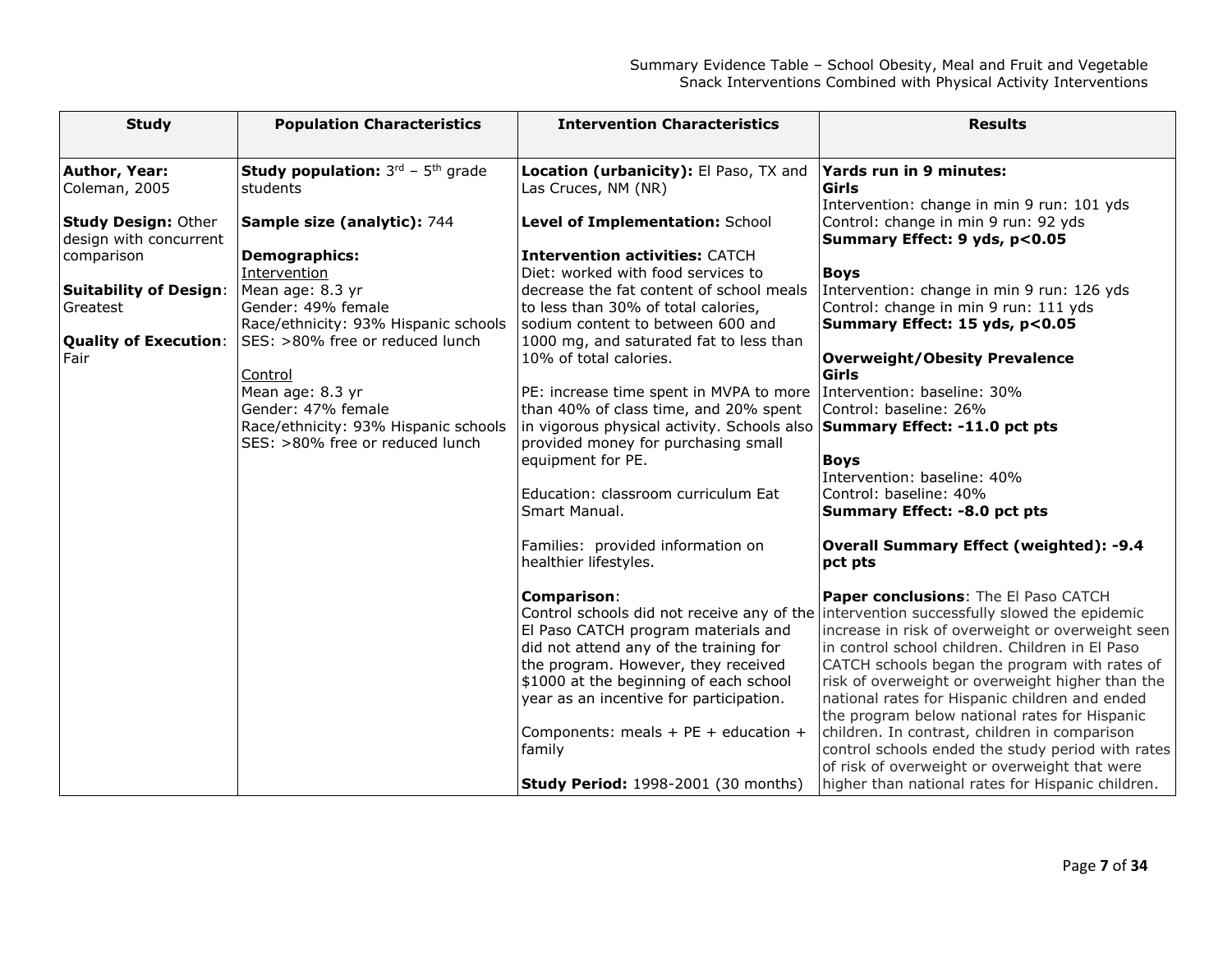| Study | Population Characteristics | Intervention Characteristics | Results |
|---|---|---|---|
| **Author, Year:** Coleman, 2005<br><br>**Study Design:** Other design with concurrent comparison<br><br>**Suitability of Design:** Greatest<br><br>**Quality of Execution:** Fair | **Study population:** 3rd – 5th grade students<br><br>**Sample size (analytic):** 744<br><br>**Demographics:**<br>Intervention<br>Mean age: 8.3 yr<br>Gender: 49% female<br>Race/ethnicity: 93% Hispanic schools<br>SES: >80% free or reduced lunch<br><br>Control<br>Mean age: 8.3 yr<br>Gender: 47% female<br>Race/ethnicity: 93% Hispanic schools<br>SES: >80% free or reduced lunch | **Location (urbanicity):** El Paso, TX and Las Cruces, NM (NR)<br><br>**Level of Implementation:** School<br><br>**Intervention activities:** CATCH<br>Diet: worked with food services to decrease the fat content of school meals to less than 30% of total calories, sodium content to between 600 and 1000 mg, and saturated fat to less than 10% of total calories.<br><br>PE: increase time spent in MVPA to more than 40% of class time, and 20% spent in vigorous physical activity. Schools also provided money for purchasing small equipment for PE.<br><br>Education: classroom curriculum Eat Smart Manual.<br><br>Families: provided information on healthier lifestyles.<br><br>**Comparison**:<br>Control schools did not receive any of the El Paso CATCH program materials and did not attend any of the training for the program. However, they received $1000 at the beginning of each school year as an incentive for participation.<br><br>Components: meals + PE + education + family<br><br>**Study Period:** 1998-2001 (30 months) | **Yards run in 9 minutes:**<br>**Girls**<br>Intervention: change in min 9 run: 101 yds<br>Control: change in min 9 run: 92 yds<br>**Summary Effect: 9 yds, p<0.05**<br><br>**Boys**<br>Intervention: change in min 9 run: 126 yds<br>Control: change in min 9 run: 111 yds<br>**Summary Effect: 15 yds, p<0.05**<br><br>**Overweight/Obesity Prevalence**<br>**Girls**<br>Intervention: baseline: 30%<br>Control: baseline: 26%<br>**Summary Effect: -11.0 pct pts**<br><br>**Boys**<br>Intervention: baseline: 40%<br>Control: baseline: 40%<br>**Summary Effect: -8.0 pct pts**<br><br>**Overall Summary Effect (weighted): -9.4 pct pts**<br><br>**Paper conclusions**: The El Paso CATCH intervention successfully slowed the epidemic increase in risk of overweight or overweight seen in control school children. Children in El Paso CATCH schools began the program with rates of risk of overweight or overweight higher than the national rates for Hispanic children and ended the program below national rates for Hispanic children. In contrast, children in comparison control schools ended the study period with rates of risk of overweight or overweight that were higher than national rates for Hispanic children. |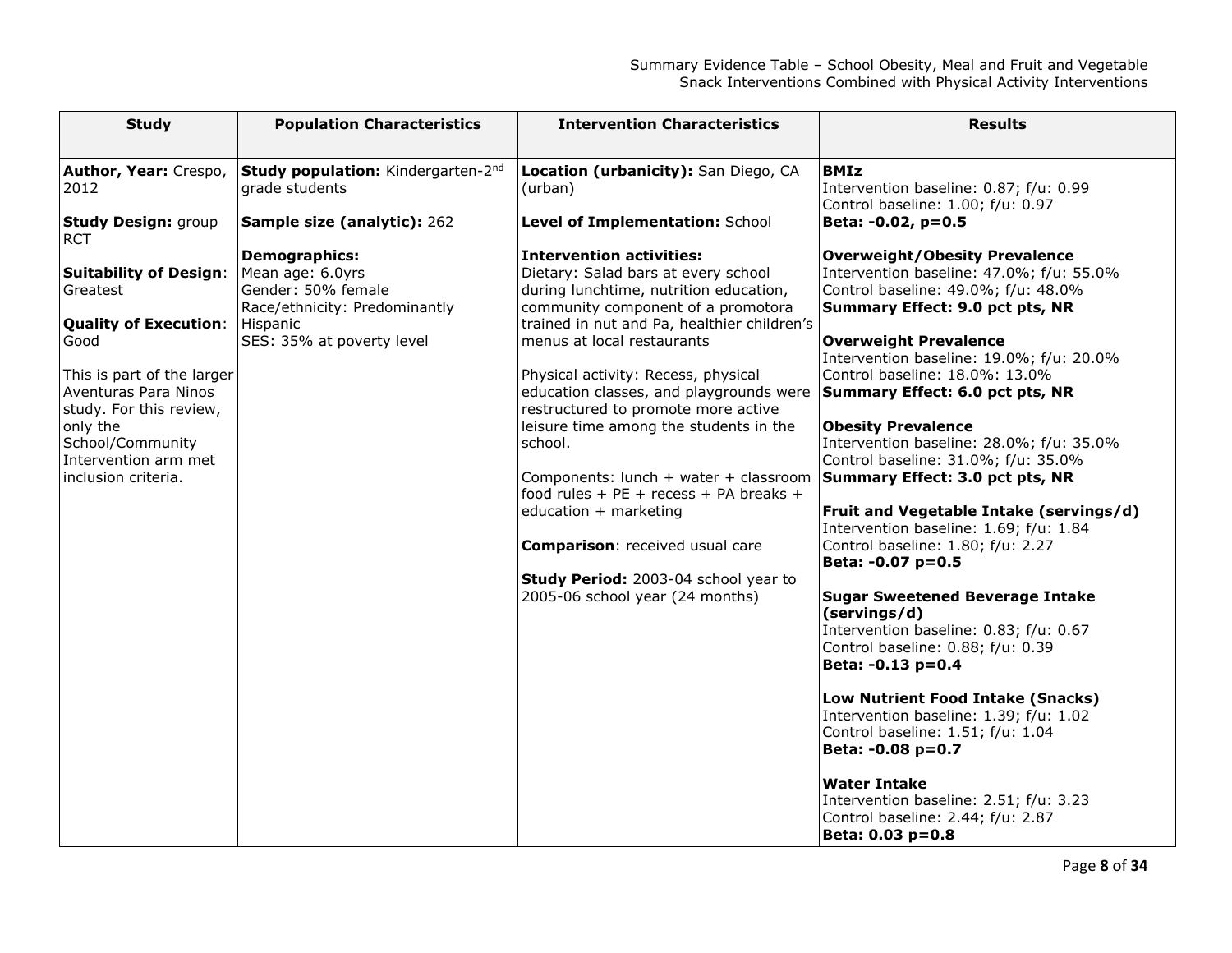Summary Evidence Table – School Obesity, Meal and Fruit and Vegetable Snack Interventions Combined with Physical Activity Interventions

| Study | Population Characteristics | Intervention Characteristics | Results |
|---|---|---|---|
| **Author, Year:** Crespo, 2012<br><br>**Study Design:** group RCT<br><br>**Suitability of Design**: Greatest<br><br>**Quality of Execution**: Good<br><br>This is part of the larger Aventuras Para Ninos study. For this review, only the School/Community Intervention arm met inclusion criteria. | **Study population:** Kindergarten-2nd grade students<br><br>**Sample size (analytic):** 262<br><br>**Demographics:**<br>Mean age: 6.0yrs<br>Gender: 50% female<br>Race/ethnicity: Predominantly Hispanic<br>SES: 35% at poverty level | **Location (urbanicity):** San Diego, CA (urban)<br><br>**Level of Implementation:** School<br><br>**Intervention activities:**<br>Dietary: Salad bars at every school during lunchtime, nutrition education, community component of a promotora trained in nut and Pa, healthier children's menus at local restaurants<br><br>Physical activity: Recess, physical education classes, and playgrounds were restructured to promote more active leisure time among the students in the school.<br><br>Components: lunch + water + classroom food rules + PE + recess + PA breaks + education + marketing<br><br>**Comparison**: received usual care<br><br>**Study Period:** 2003-04 school year to 2005-06 school year (24 months) | **BMIz**<br>Intervention baseline: 0.87; f/u: 0.99<br>Control baseline: 1.00; f/u: 0.97<br>**Beta: -0.02, p=0.5**<br><br>**Overweight/Obesity Prevalence**<br>Intervention baseline: 47.0%; f/u: 55.0%<br>Control baseline: 49.0%; f/u: 48.0%<br>**Summary Effect: 9.0 pct pts, NR**<br><br>**Overweight Prevalence**<br>Intervention baseline: 19.0%; f/u: 20.0%<br>Control baseline: 18.0%: 13.0%<br>**Summary Effect: 6.0 pct pts, NR**<br><br>**Obesity Prevalence**<br>Intervention baseline: 28.0%; f/u: 35.0%<br>Control baseline: 31.0%; f/u: 35.0%<br>**Summary Effect: 3.0 pct pts, NR**<br><br>**Fruit and Vegetable Intake (servings/d)**<br>Intervention baseline: 1.69; f/u: 1.84<br>Control baseline: 1.80; f/u: 2.27<br>**Beta: -0.07 p=0.5**<br><br>**Sugar Sweetened Beverage Intake (servings/d)**<br>Intervention baseline: 0.83; f/u: 0.67<br>Control baseline: 0.88; f/u: 0.39<br>**Beta: -0.13 p=0.4**<br><br>**Low Nutrient Food Intake (Snacks)**<br>Intervention baseline: 1.39; f/u: 1.02<br>Control baseline: 1.51; f/u: 1.04<br>**Beta: -0.08 p=0.7**<br><br>**Water Intake**<br>Intervention baseline: 2.51; f/u: 3.23<br>Control baseline: 2.44; f/u: 2.87<br>**Beta: 0.03 p=0.8** |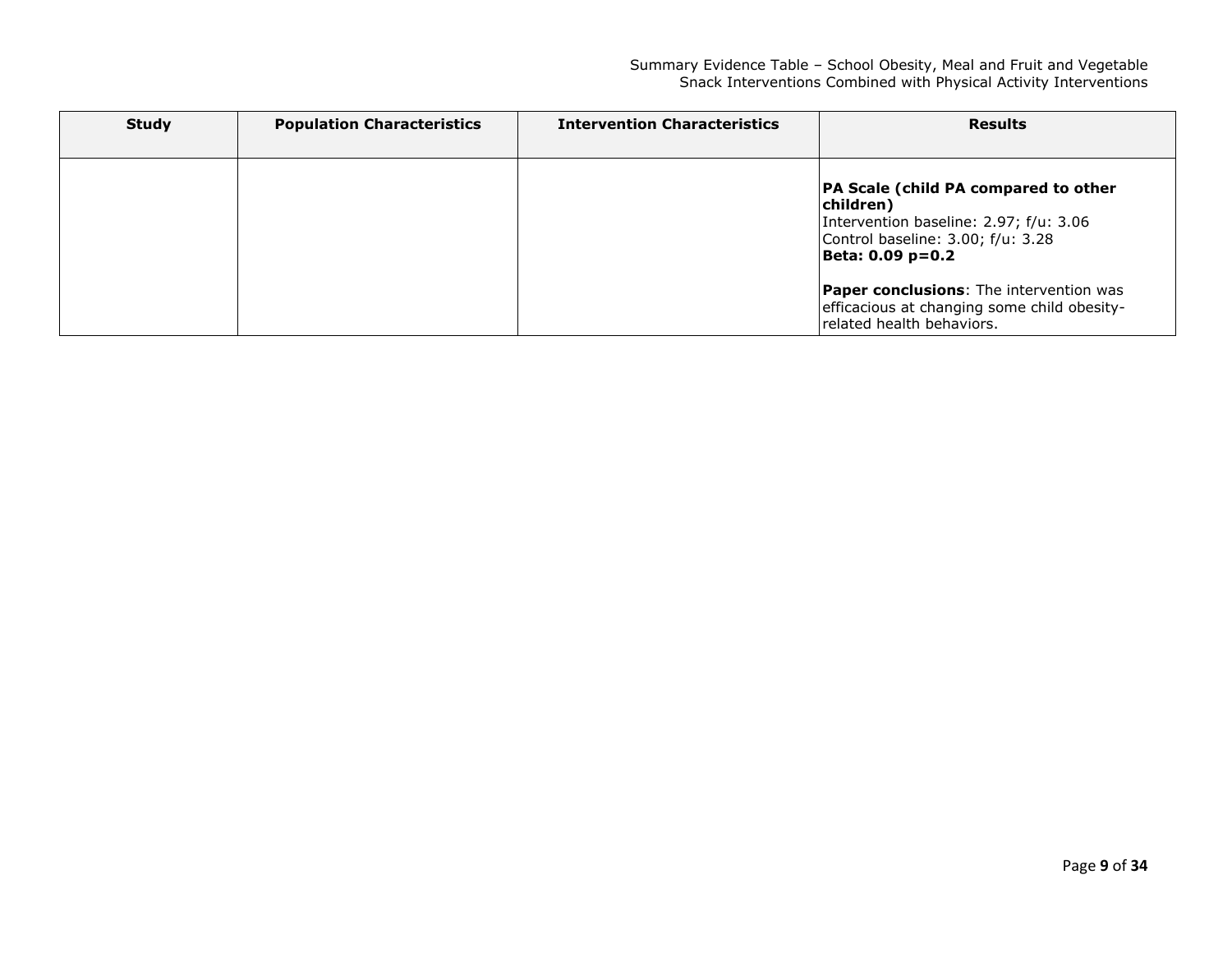| Study | Population Characteristics | Intervention Characteristics | Results |
|---|---|---|---|
| | | | **PA Scale (child PA compared to other children)**<br>Intervention baseline: 2.97; f/u: 3.06<br>Control baseline: 3.00; f/u: 3.28<br>**Beta: 0.09 p=0.2**<br><br>**Paper conclusions**: The intervention was efficacious at changing some child obesity-related health behaviors. |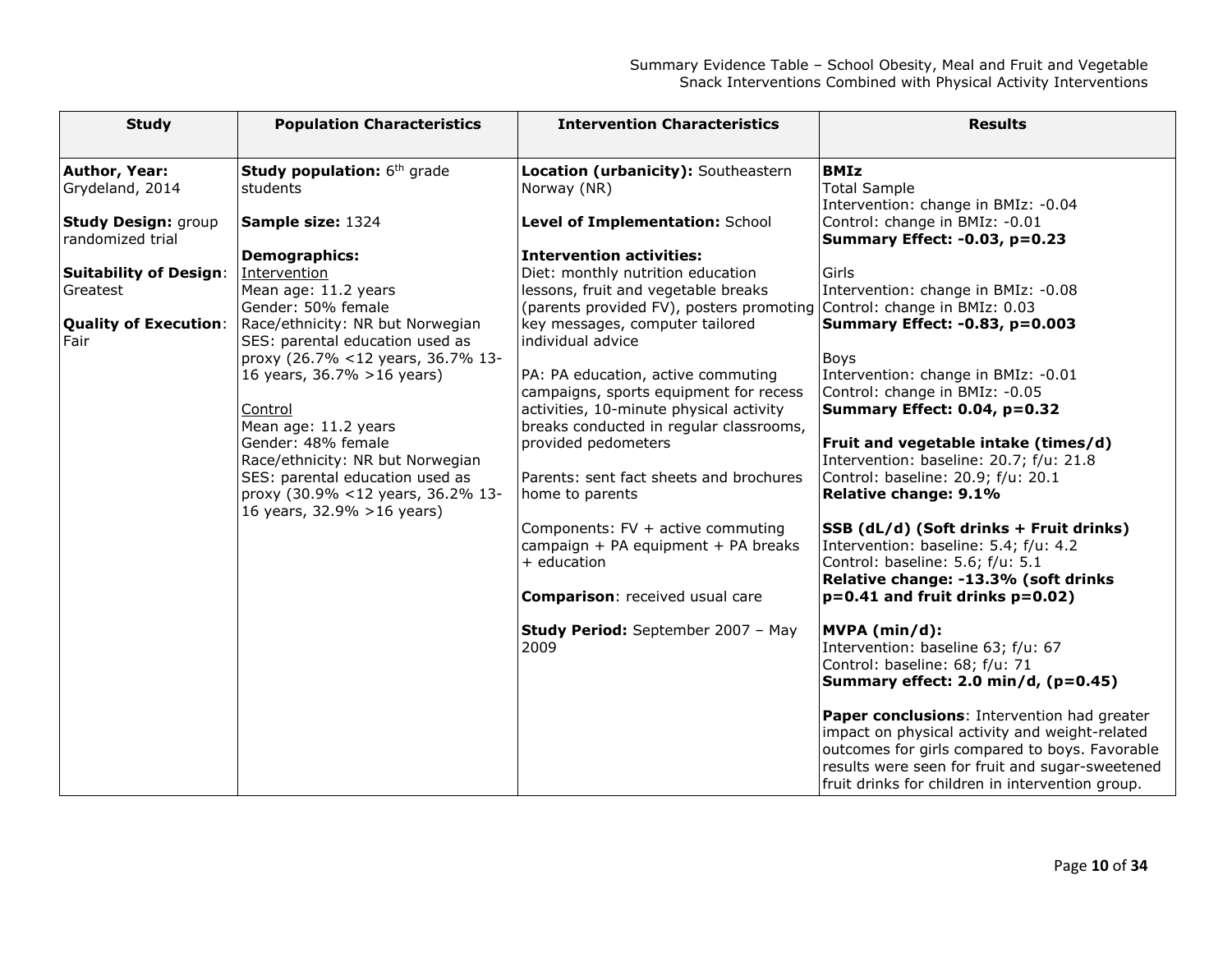| Study | Population Characteristics | Intervention Characteristics | Results |
|---|---|---|---|
| **Author, Year:** Grydeland, 2014<br><br>**Study Design:** group randomized trial<br><br>**Suitability of Design**: Greatest<br><br>**Quality of Execution**: Fair | **Study population:** 6th grade students<br><br>**Sample size:** 1324<br><br>**Demographics:**<br>Intervention<br>Mean age: 11.2 years<br>Gender: 50% female<br>Race/ethnicity: NR but Norwegian<br>SES: parental education used as proxy (26.7% <12 years, 36.7% 13-16 years, 36.7% >16 years)<br><br>Control<br>Mean age: 11.2 years<br>Gender: 48% female<br>Race/ethnicity: NR but Norwegian<br>SES: parental education used as proxy (30.9% <12 years, 36.2% 13-16 years, 32.9% >16 years) | **Location (urbanicity):** Southeastern Norway (NR)<br><br>**Level of Implementation:** School<br><br>**Intervention activities:**<br>Diet: monthly nutrition education lessons, fruit and vegetable breaks (parents provided FV), posters promoting key messages, computer tailored individual advice<br><br>PA: PA education, active commuting campaigns, sports equipment for recess activities, 10-minute physical activity breaks conducted in regular classrooms, provided pedometers<br><br>Parents: sent fact sheets and brochures home to parents<br><br>Components: FV + active commuting campaign + PA equipment + PA breaks + education<br><br>**Comparison**: received usual care<br><br>**Study Period:** September 2007 – May 2009 | **BMIz**<br>Total Sample<br>Intervention: change in BMIz: -0.04<br>Control: change in BMIz: -0.01<br>**Summary Effect: -0.03, p=0.23**<br><br>Girls<br>Intervention: change in BMIz: -0.08<br>Control: change in BMIz: 0.03<br>**Summary Effect: -0.83, p=0.003**<br><br>Boys<br>Intervention: change in BMIz: -0.01<br>Control: change in BMIz: -0.05<br>**Summary Effect: 0.04, p=0.32**<br><br>**Fruit and vegetable intake (times/d)**<br>Intervention: baseline: 20.7; f/u: 21.8<br>Control: baseline: 20.9; f/u: 20.1<br>**Relative change: 9.1%**<br><br>**SSB (dL/d) (Soft drinks + Fruit drinks)**<br>Intervention: baseline: 5.4; f/u: 4.2<br>Control: baseline: 5.6; f/u: 5.1<br>**Relative change: -13.3% (soft drinks p=0.41 and fruit drinks p=0.02)**<br><br>**MVPA (min/d):**<br>Intervention: baseline 63; f/u: 67<br>Control: baseline: 68; f/u: 71<br>**Summary effect: 2.0 min/d, (p=0.45)**<br><br>**Paper conclusions**: Intervention had greater impact on physical activity and weight-related outcomes for girls compared to boys. Favorable results were seen for fruit and sugar-sweetened fruit drinks for children in intervention group. |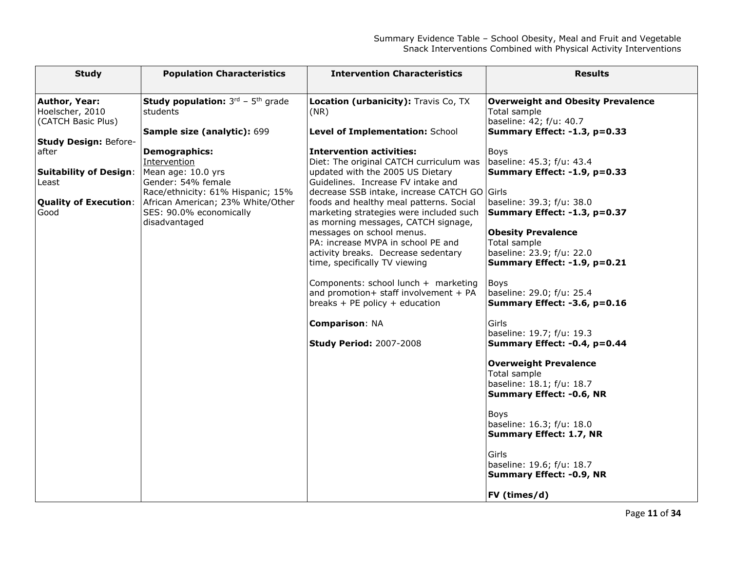| Study | Population Characteristics | Intervention Characteristics | Results |
|---|---|---|---|
| **Author, Year:** Hoelscher, 2010 (CATCH Basic Plus)<br><br>**Study Design:** Before-after<br><br>**Suitability of Design:** Least<br><br>**Quality of Execution:** Good | **Study population:** $3^{rd}$ – $5^{th}$ grade students<br><br>**Sample size (analytic):** 699<br><br>**Demographics:**<br>Intervention<br>Mean age: 10.0 yrs<br>Gender: 54% female<br>Race/ethnicity: 61% Hispanic; 15% African American; 23% White/Other<br>SES: 90.0% economically disadvantaged | **Location (urbanicity):** Travis Co, TX (NR)<br><br>**Level of Implementation:** School<br><br>**Intervention activities:**<br>Diet: The original CATCH curriculum was updated with the 2005 US Dietary Guidelines. Increase FV intake and decrease SSB intake, increase CATCH GO foods and healthy meal patterns. Social marketing strategies were included such as morning messages, CATCH signage, messages on school menus.<br>PA: increase MVPA in school PE and activity breaks. Decrease sedentary time, specifically TV viewing<br><br>Components: school lunch + marketing and promotion+ staff involvement + PA breaks + PE policy + education<br><br>**Comparison**: NA<br><br>**Study Period:** 2007-2008 | **Overweight and Obesity Prevalence**<br>Total sample<br>baseline: 42; f/u: 40.7<br>**Summary Effect: -1.3, p=0.33**<br><br>Boys<br>baseline: 45.3; f/u: 43.4<br>**Summary Effect: -1.9, p=0.33**<br><br>Girls<br>baseline: 39.3; f/u: 38.0<br>**Summary Effect: -1.3, p=0.37**<br><br>**Obesity Prevalence**<br>Total sample<br>baseline: 23.9; f/u: 22.0<br>**Summary Effect: -1.9, p=0.21**<br><br>Boys<br>baseline: 29.0; f/u: 25.4<br>**Summary Effect: -3.6, p=0.16**<br><br>Girls<br>baseline: 19.7; f/u: 19.3<br>**Summary Effect: -0.4, p=0.44**<br><br>**Overweight Prevalence**<br>Total sample<br>baseline: 18.1; f/u: 18.7<br>**Summary Effect: -0.6, NR**<br><br>Boys<br>baseline: 16.3; f/u: 18.0<br>**Summary Effect: 1.7, NR**<br><br>Girls<br>baseline: 19.6; f/u: 18.7<br>**Summary Effect: -0.9, NR**<br><br>**FV (times/d)** |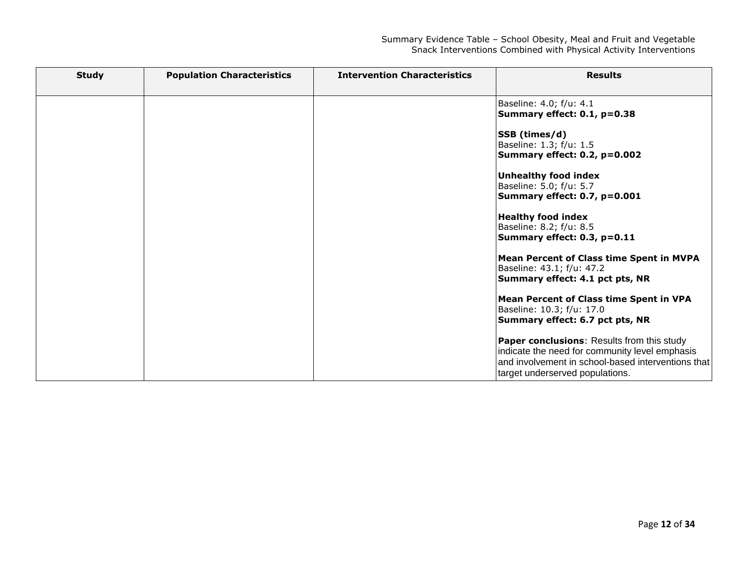| Study | Population Characteristics | Intervention Characteristics | Results |
|---|---|---|---|
| | | | Baseline: 4.0; f/u: 4.1<br>**Summary effect: 0.1, p=0.38**<br><br>**SSB (times/d)**<br>Baseline: 1.3; f/u: 1.5<br>**Summary effect: 0.2, p=0.002**<br><br>**Unhealthy food index**<br>Baseline: 5.0; f/u: 5.7<br>**Summary effect: 0.7, p=0.001**<br><br>**Healthy food index**<br>Baseline: 8.2; f/u: 8.5<br>**Summary effect: 0.3, p=0.11**<br><br>**Mean Percent of Class time Spent in MVPA**<br>Baseline: 43.1; f/u: 47.2<br>**Summary effect: 4.1 pct pts, NR**<br><br>**Mean Percent of Class time Spent in VPA**<br>Baseline: 10.3; f/u: 17.0<br>**Summary effect: 6.7 pct pts, NR**<br><br>**Paper conclusions**: Results from this study indicate the need for community level emphasis and involvement in school-based interventions that target underserved populations. |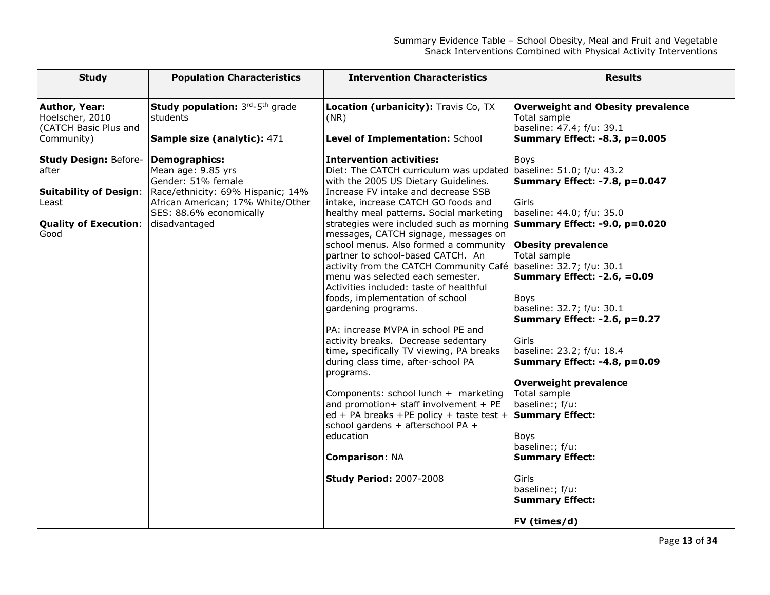| Study | Population Characteristics | Intervention Characteristics | Results |
|---|---|---|---|
| **Author, Year:** Hoelscher, 2010 (CATCH Basic Plus and Community)<br><br>**Study Design:** Before-after<br><br>**Suitability of Design**: Least<br><br>**Quality of Execution**: Good | **Study population:** 3[rd]-5[th] grade students<br><br>**Sample size (analytic):** 471<br><br>**Demographics:**<br>Mean age: 9.85 yrs<br>Gender: 51% female<br>Race/ethnicity: 69% Hispanic; 14% African American; 17% White/Other<br>SES: 88.6% economically disadvantaged | **Location (urbanicity):** Travis Co, TX (NR)<br><br>**Level of Implementation:** School<br><br>**Intervention activities:**<br>Diet: The CATCH curriculum was updated with the 2005 US Dietary Guidelines. Increase FV intake and decrease SSB intake, increase CATCH GO foods and healthy meal patterns. Social marketing strategies were included such as morning messages, CATCH signage, messages on school menus. Also formed a community partner to school-based CATCH. An activity from the CATCH Community Café menu was selected each semester. Activities included: taste of healthful foods, implementation of school gardening programs.<br><br>PA: increase MVPA in school PE and activity breaks. Decrease sedentary time, specifically TV viewing, PA breaks during class time, after-school PA programs.<br><br>Components: school lunch + marketing and promotion+ staff involvement + PE ed + PA breaks +PE policy + taste test + school gardens + afterschool PA + education<br><br>**Comparison**: NA<br><br>**Study Period:** 2007-2008 | **Overweight and Obesity prevalence**<br>Total sample<br>baseline: 47.4; f/u: 39.1<br>**Summary Effect: -8.3, p=0.005**<br><br>Boys<br>baseline: 51.0; f/u: 43.2<br>**Summary Effect: -7.8, p=0.047**<br><br>Girls<br>baseline: 44.0; f/u: 35.0<br>**Summary Effect: -9.0, p=0.020**<br><br>**Obesity prevalence**<br>Total sample<br>baseline: 32.7; f/u: 30.1<br>**Summary Effect: -2.6, =0.09**<br><br>Boys<br>baseline: 32.7; f/u: 30.1<br>**Summary Effect: -2.6, p=0.27**<br><br>Girls<br>baseline: 23.2; f/u: 18.4<br>**Summary Effect: -4.8, p=0.09**<br><br>**Overweight prevalence**<br>Total sample<br>baseline:; f/u:<br>**Summary Effect:**<br><br>Boys<br>baseline:; f/u:<br>**Summary Effect:**<br><br>Girls<br>baseline:; f/u:<br>**Summary Effect:**<br><br>**FV (times/d)** |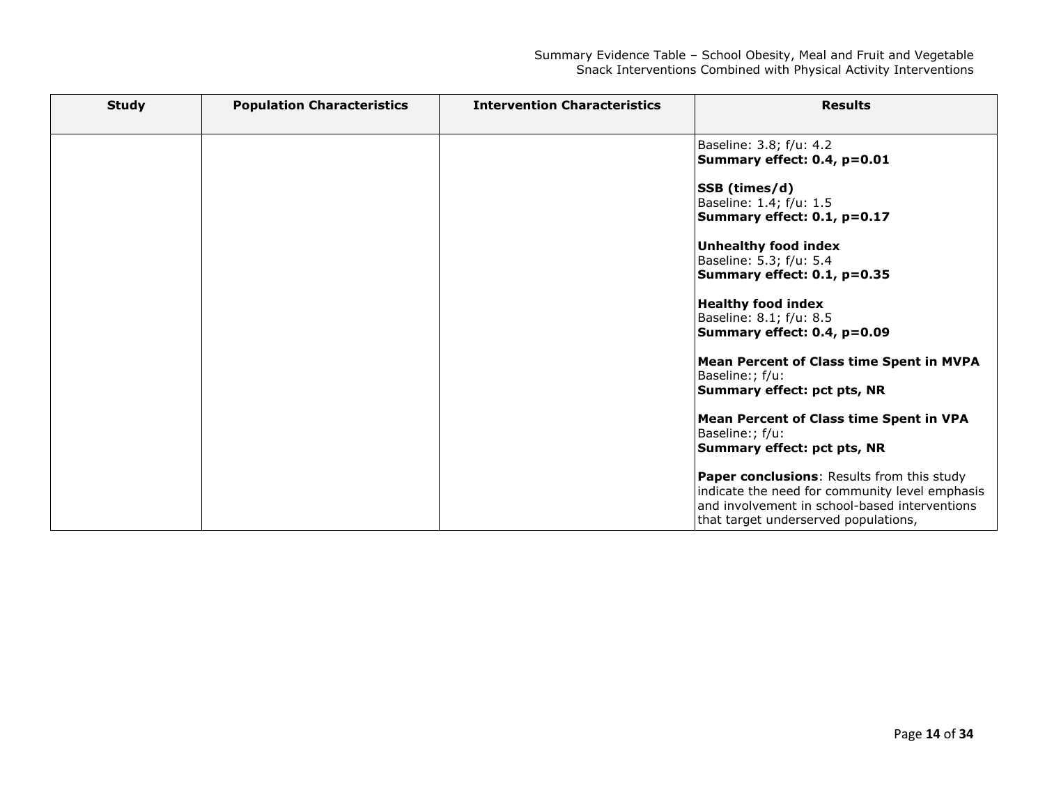| Study | Population Characteristics | Intervention Characteristics | Results |
|---|---|---|---|
| | | | Baseline: 3.8; f/u: 4.2<br>**Summary effect: 0.4, p=0.01**<br><br>**SSB (times/d)**<br>Baseline: 1.4; f/u: 1.5<br>**Summary effect: 0.1, p=0.17**<br><br>**Unhealthy food index**<br>Baseline: 5.3; f/u: 5.4<br>**Summary effect: 0.1, p=0.35**<br><br>**Healthy food index**<br>Baseline: 8.1; f/u: 8.5<br>**Summary effect: 0.4, p=0.09**<br><br>**Mean Percent of Class time Spent in MVPA**<br>Baseline:; f/u:<br>**Summary effect: pct pts, NR**<br><br>**Mean Percent of Class time Spent in VPA**<br>Baseline:; f/u:<br>**Summary effect: pct pts, NR**<br><br>**Paper conclusions**: Results from this study indicate the need for community level emphasis and involvement in school-based interventions that target underserved populations, |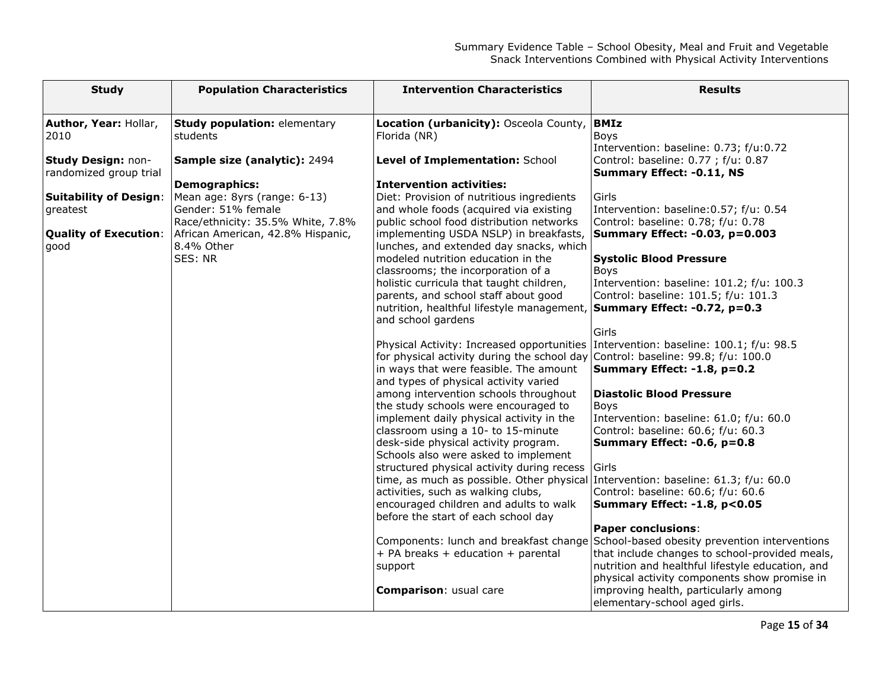| Study | Population Characteristics | Intervention Characteristics | Results |
|---|---|---|---|
| **Author, Year:** Hollar, 2010<br><br>**Study Design:** non-randomized group trial<br><br>**Suitability of Design:** greatest<br><br>**Quality of Execution:** good | **Study population:** elementary students<br><br>**Sample size (analytic):** 2494<br><br>**Demographics:**<br>Mean age: 8yrs (range: 6-13)<br>Gender: 51% female<br>Race/ethnicity: 35.5% White, 7.8% African American, 42.8% Hispanic, 8.4% Other<br>SES: NR | **Location (urbanicity):** Osceola County, Florida (NR)<br><br>**Level of Implementation:** School<br><br>**Intervention activities:**<br>Diet: Provision of nutritious ingredients and whole foods (acquired via existing public school food distribution networks implementing USDA NSLP) in breakfasts, lunches, and extended day snacks, which modeled nutrition education in the classrooms; the incorporation of a holistic curricula that taught children, parents, and school staff about good nutrition, healthful lifestyle management, and school gardens<br><br>Physical Activity: Increased opportunities for physical activity during the school day in ways that were feasible. The amount and types of physical activity varied among intervention schools throughout the study schools were encouraged to implement daily physical activity in the classroom using a 10- to 15-minute desk-side physical activity program. Schools also were asked to implement structured physical activity during recess time, as much as possible. Other physical activities, such as walking clubs, encouraged children and adults to walk before the start of each school day<br><br>Components: lunch and breakfast change + PA breaks + education + parental support<br><br>**Comparison**: usual care | **BMIz**<br>Boys<br>Intervention: baseline: 0.73; f/u:0.72<br>Control: baseline: 0.77 ; f/u: 0.87<br>**Summary Effect: -0.11, NS**<br><br>Girls<br>Intervention: baseline:0.57; f/u: 0.54<br>Control: baseline: 0.78; f/u: 0.78<br>**Summary Effect: -0.03, p=0.003**<br><br>**Systolic Blood Pressure**<br>Boys<br>Intervention: baseline: 101.2; f/u: 100.3<br>Control: baseline: 101.5; f/u: 101.3<br>**Summary Effect: -0.72, p=0.3**<br><br>Girls<br>Intervention: baseline: 100.1; f/u: 98.5<br>Control: baseline: 99.8; f/u: 100.0<br>**Summary Effect: -1.8, p=0.2**<br><br>**Diastolic Blood Pressure**<br>Boys<br>Intervention: baseline: 61.0; f/u: 60.0<br>Control: baseline: 60.6; f/u: 60.3<br>**Summary Effect: -0.6, p=0.8**<br><br>Girls<br>Intervention: baseline: 61.3; f/u: 60.0<br>Control: baseline: 60.6; f/u: 60.6<br>**Summary Effect: -1.8, p<0.05**<br><br>**Paper conclusions**:<br>School-based obesity prevention interventions that include changes to school-provided meals, nutrition and healthful lifestyle education, and physical activity components show promise in improving health, particularly among elementary-school aged girls. |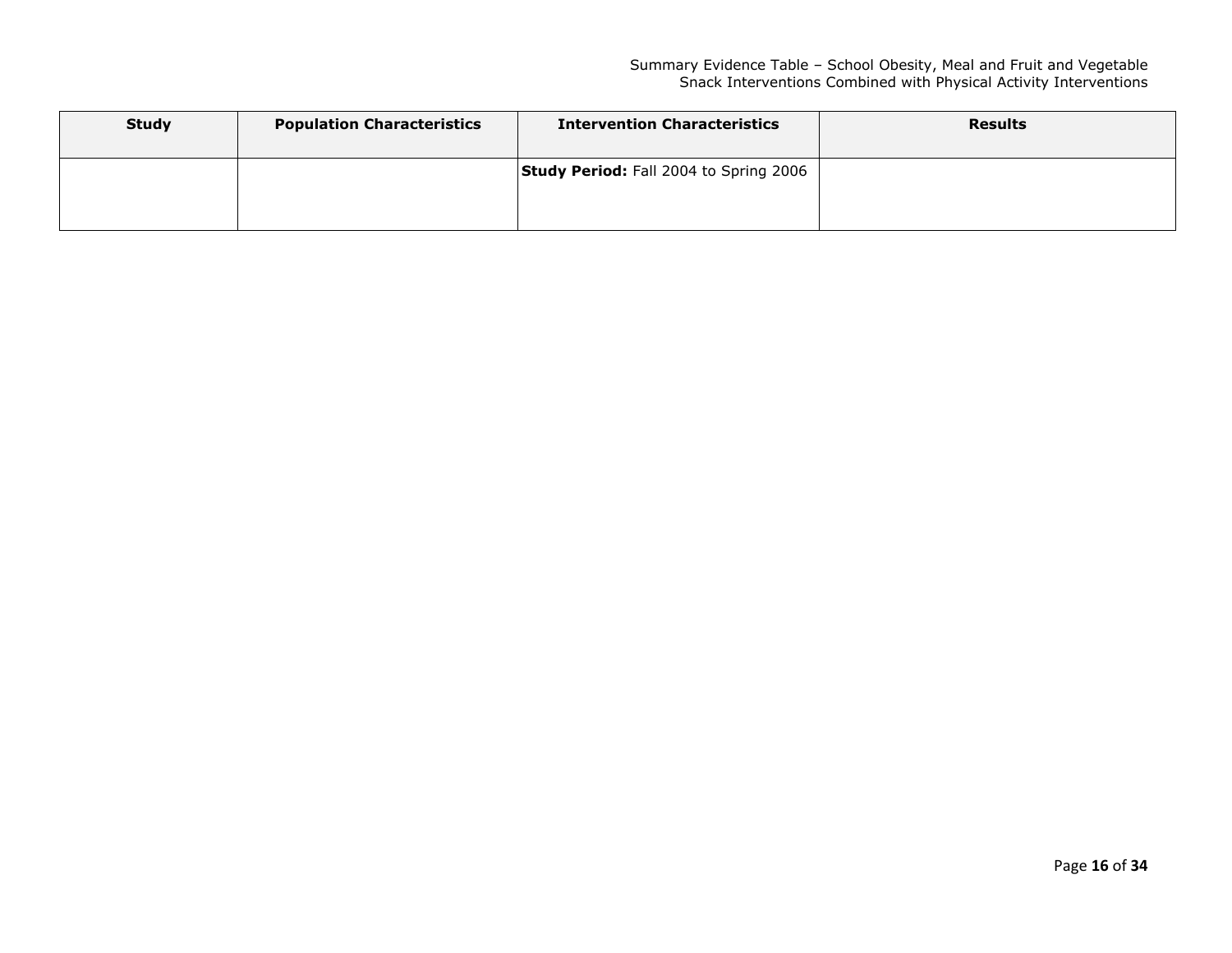| Study | Population Characteristics | Intervention Characteristics | Results |
|---|---|---|---|
| | | **Study Period:** Fall 2004 to Spring 2006 | |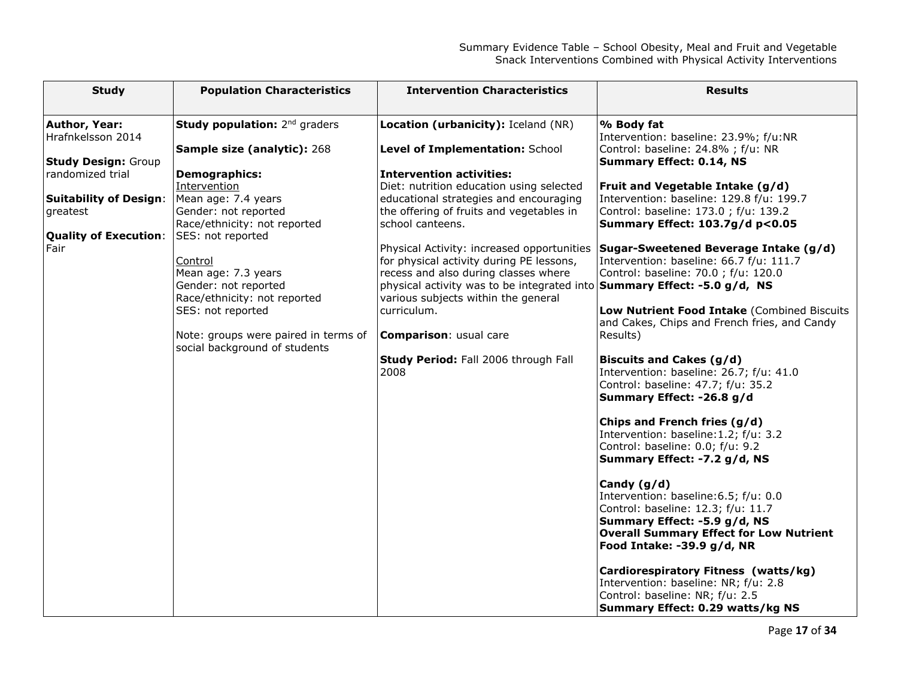| Study | Population Characteristics | Intervention Characteristics | Results |
|---|---|---|---|
| **Author, Year:** Hrafnkelsson 2014<br><br>**Study Design:** Group randomized trial<br><br>**Suitability of Design**: greatest<br><br>**Quality of Execution**: Fair | **Study population:** 2nd graders<br><br>**Sample size (analytic):** 268<br><br>**Demographics:**<br>Intervention<br>Mean age: 7.4 years<br>Gender: not reported<br>Race/ethnicity: not reported<br>SES: not reported<br><br>Control<br>Mean age: 7.3 years<br>Gender: not reported<br>Race/ethnicity: not reported<br>SES: not reported<br><br>Note: groups were paired in terms of social background of students | **Location (urbanicity):** Iceland (NR)<br><br>**Level of Implementation:** School<br><br>**Intervention activities:**<br>Diet: nutrition education using selected educational strategies and encouraging the offering of fruits and vegetables in school canteens.<br><br>Physical Activity: increased opportunities for physical activity during PE lessons, recess and also during classes where physical activity was to be integrated into various subjects within the general curriculum.<br><br>**Comparison**: usual care<br><br>**Study Period:** Fall 2006 through Fall 2008 | **% Body fat**<br>Intervention: baseline: 23.9%; f/u:NR<br>Control: baseline: 24.8% ; f/u: NR<br>**Summary Effect: 0.14, NS**<br><br>**Fruit and Vegetable Intake (g/d)**<br>Intervention: baseline: 129.8 f/u: 199.7<br>Control: baseline: 173.0 ; f/u: 139.2<br>**Summary Effect: 103.7g/d p<0.05**<br><br>**Sugar-Sweetened Beverage Intake (g/d)**<br>Intervention: baseline: 66.7 f/u: 111.7<br>Control: baseline: 70.0 ; f/u: 120.0<br>**Summary Effect: -5.0 g/d, NS**<br><br>**Low Nutrient Food Intake** (Combined Biscuits and Cakes, Chips and French fries, and Candy Results)<br><br>**Biscuits and Cakes (g/d)**<br>Intervention: baseline: 26.7; f/u: 41.0<br>Control: baseline: 47.7; f/u: 35.2<br>**Summary Effect: -26.8 g/d**<br><br>**Chips and French fries (g/d)**<br>Intervention: baseline:1.2; f/u: 3.2<br>Control: baseline: 0.0; f/u: 9.2<br>**Summary Effect: -7.2 g/d, NS**<br><br>**Candy (g/d)**<br>Intervention: baseline:6.5; f/u: 0.0<br>Control: baseline: 12.3; f/u: 11.7<br>**Summary Effect: -5.9 g/d, NS**<br>**Overall Summary Effect for Low Nutrient Food Intake: -39.9 g/d, NR**<br><br>**Cardiorespiratory Fitness (watts/kg)**<br>Intervention: baseline: NR; f/u: 2.8<br>Control: baseline: NR; f/u: 2.5<br>**Summary Effect: 0.29 watts/kg NS** |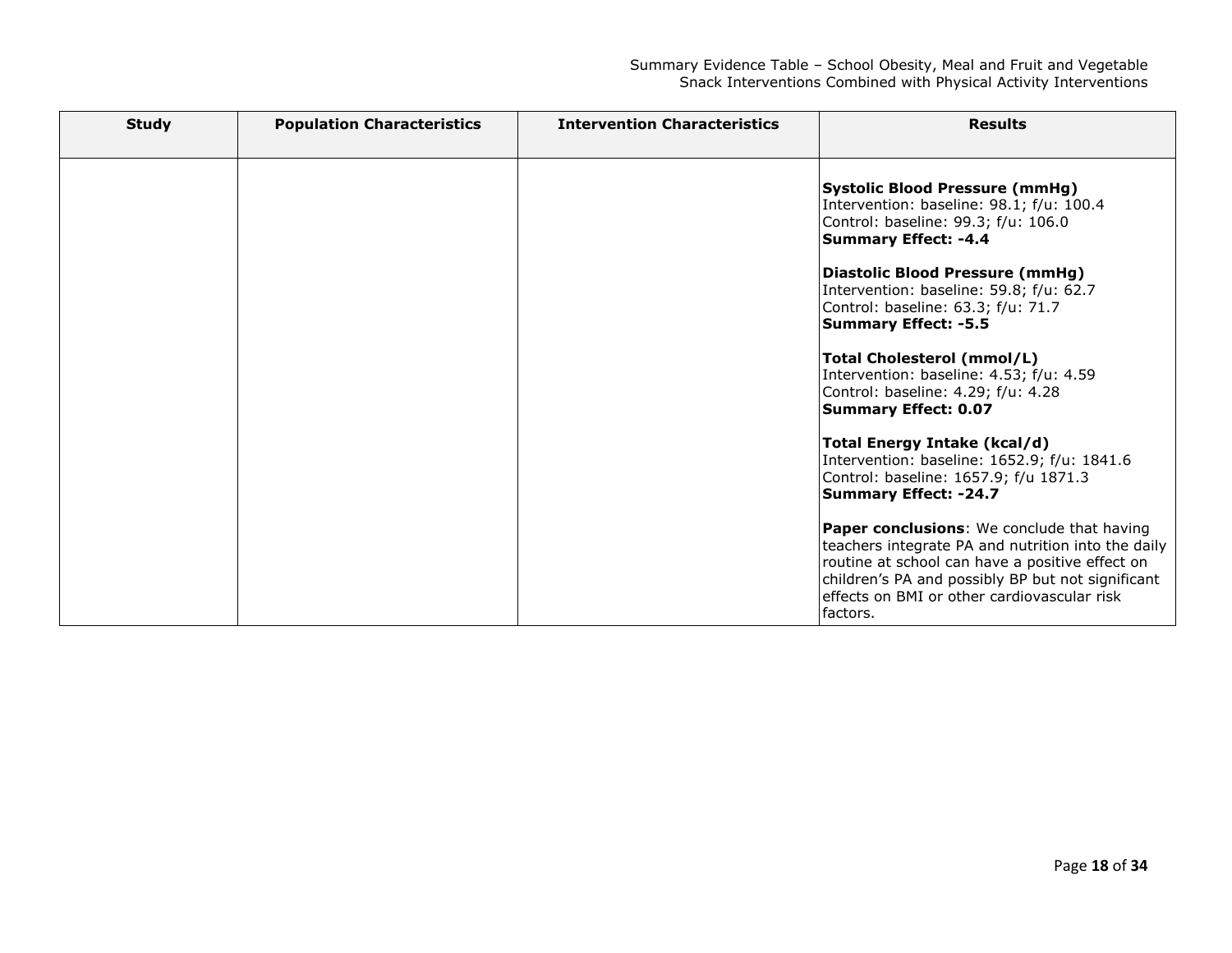| Study | Population Characteristics | Intervention Characteristics | Results |
|---|---|---|---|
| | | | **Systolic Blood Pressure (mmHg)**<br>Intervention: baseline: 98.1; f/u: 100.4<br>Control: baseline: 99.3; f/u: 106.0<br>**Summary Effect: -4.4**<br><br>**Diastolic Blood Pressure (mmHg)**<br>Intervention: baseline: 59.8; f/u: 62.7<br>Control: baseline: 63.3; f/u: 71.7<br>**Summary Effect: -5.5**<br><br>**Total Cholesterol (mmol/L)**<br>Intervention: baseline: 4.53; f/u: 4.59<br>Control: baseline: 4.29; f/u: 4.28<br>**Summary Effect: 0.07**<br><br>**Total Energy Intake (kcal/d)**<br>Intervention: baseline: 1652.9; f/u: 1841.6<br>Control: baseline: 1657.9; f/u 1871.3<br>**Summary Effect: -24.7**<br><br>**Paper conclusions**: We conclude that having teachers integrate PA and nutrition into the daily routine at school can have a positive effect on children's PA and possibly BP but not significant effects on BMI or other cardiovascular risk factors. |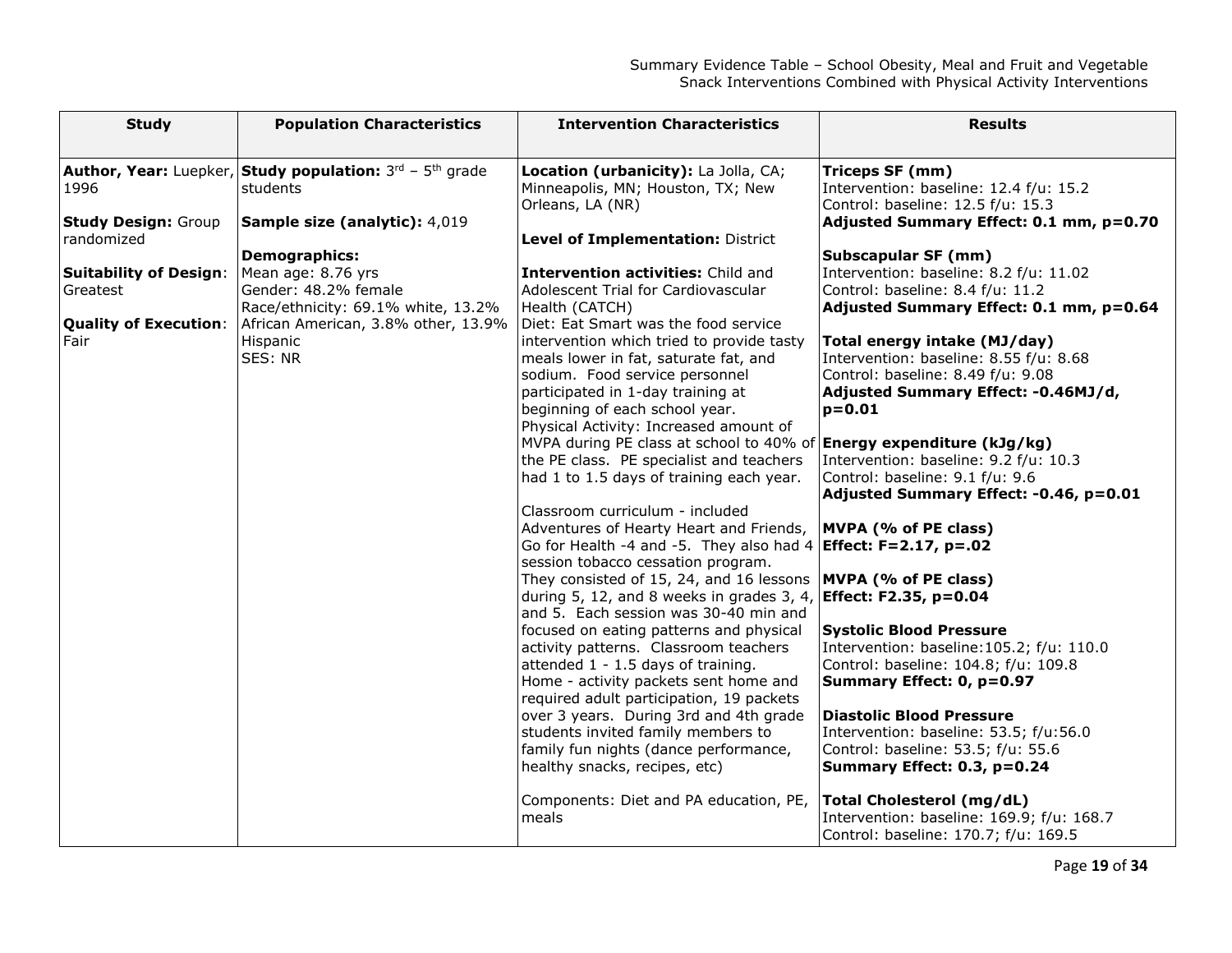| Study | Population Characteristics | Intervention Characteristics | Results |
|---|---|---|---|
| **Author, Year:** Luepker, 1996<br><br>**Study Design:** Group randomized<br><br>**Suitability of Design**: Greatest<br><br>**Quality of Execution**: Fair | **Study population:** $3^{rd}$ – $5^{th}$ grade students<br><br>**Sample size (analytic):** 4,019<br><br>**Demographics:**<br>Mean age: 8.76 yrs<br>Gender: 48.2% female<br>Race/ethnicity: 69.1% white, 13.2% African American, 3.8% other, 13.9% Hispanic<br>SES: NR | **Location (urbanicity):** La Jolla, CA; Minneapolis, MN; Houston, TX; New Orleans, LA (NR)<br><br>**Level of Implementation:** District<br><br>**Intervention activities:** Child and Adolescent Trial for Cardiovascular Health (CATCH)<br>Diet: Eat Smart was the food service intervention which tried to provide tasty meals lower in fat, saturate fat, and sodium. Food service personnel participated in 1-day training at beginning of each school year.<br>Physical Activity: Increased amount of MVPA during PE class at school to 40% of the PE class. PE specialist and teachers had 1 to 1.5 days of training each year.<br><br>Classroom curriculum - included Adventures of Hearty Heart and Friends, Go for Health -4 and -5. They also had 4 session tobacco cessation program. They consisted of 15, 24, and 16 lessons during 5, 12, and 8 weeks in grades 3, 4, and 5. Each session was 30-40 min and focused on eating patterns and physical activity patterns. Classroom teachers attended 1 - 1.5 days of training.<br>Home - activity packets sent home and required adult participation, 19 packets over 3 years. During 3rd and 4th grade students invited family members to family fun nights (dance performance, healthy snacks, recipes, etc)<br><br>Components: Diet and PA education, PE, meals | **Triceps SF (mm)**<br>Intervention: baseline: 12.4 f/u: 15.2<br>Control: baseline: 12.5 f/u: 15.3<br>**Adjusted Summary Effect: 0.1 mm, p=0.70**<br><br>**Subscapular SF (mm)**<br>Intervention: baseline: 8.2 f/u: 11.02<br>Control: baseline: 8.4 f/u: 11.2<br>**Adjusted Summary Effect: 0.1 mm, p=0.64**<br><br>**Total energy intake (MJ/day)**<br>Intervention: baseline: 8.55 f/u: 8.68<br>Control: baseline: 8.49 f/u: 9.08<br>**Adjusted Summary Effect: -0.46MJ/d, p=0.01**<br><br>**Energy expenditure (kJg/kg)**<br>Intervention: baseline: 9.2 f/u: 10.3<br>Control: baseline: 9.1 f/u: 9.6<br>**Adjusted Summary Effect: -0.46, p=0.01**<br><br>**MVPA (% of PE class)**<br>**Effect: F=2.17, p=.02**<br><br>**MVPA (% of PE class)**<br>**Effect: F2.35, p=0.04**<br><br>**Systolic Blood Pressure**<br>Intervention: baseline:105.2; f/u: 110.0<br>Control: baseline: 104.8; f/u: 109.8<br>**Summary Effect: 0, p=0.97**<br><br>**Diastolic Blood Pressure**<br>Intervention: baseline: 53.5; f/u:56.0<br>Control: baseline: 53.5; f/u: 55.6<br>**Summary Effect: 0.3, p=0.24**<br><br>**Total Cholesterol (mg/dL)**<br>Intervention: baseline: 169.9; f/u: 168.7<br>Control: baseline: 170.7; f/u: 169.5 |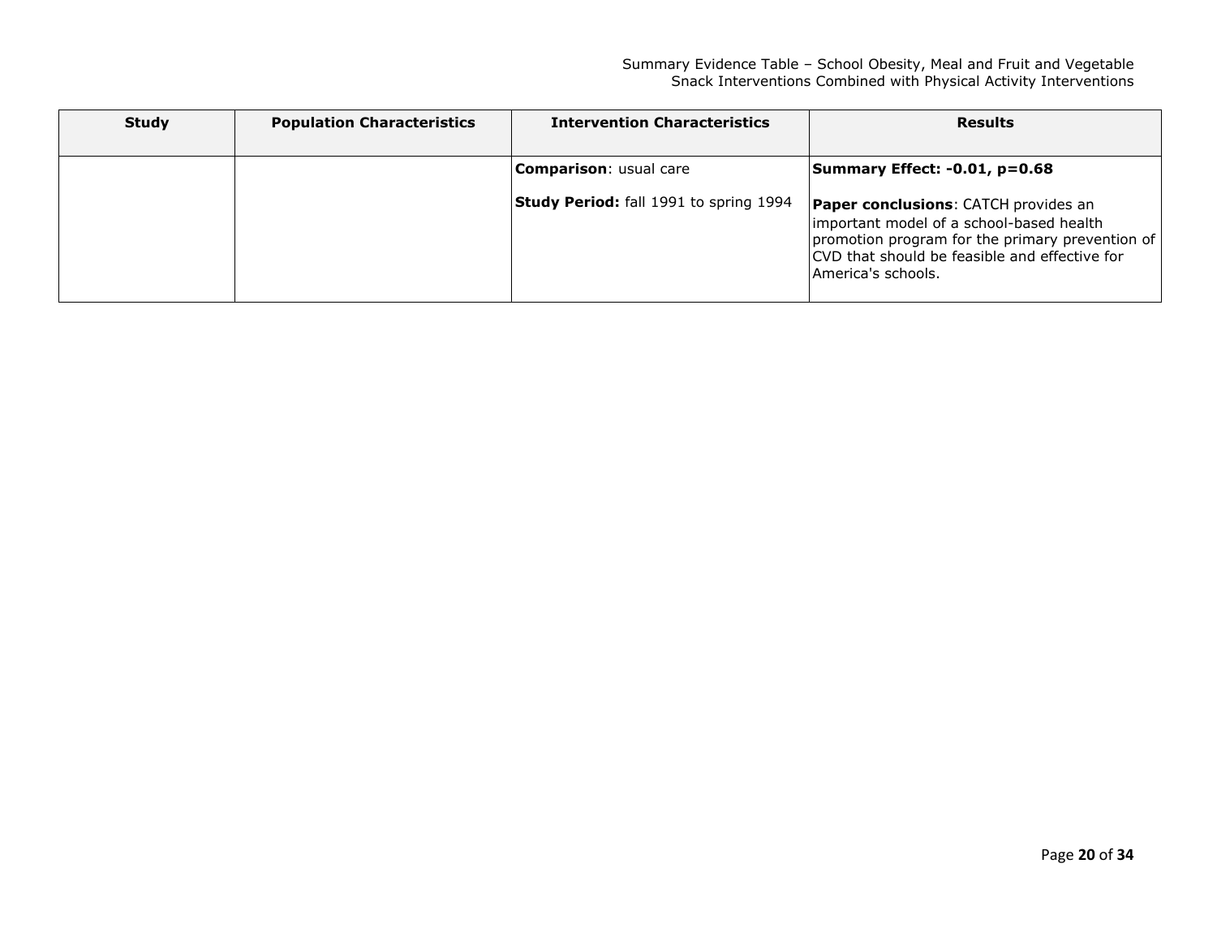| Study | Population Characteristics | Intervention Characteristics | Results |
|---|---|---|---|
| | | **Comparison**: usual care<br><br>**Study Period:** fall 1991 to spring 1994 | **Summary Effect: -0.01, p=0.68**<br><br>**Paper conclusions**: CATCH provides an important model of a school-based health promotion program for the primary prevention of CVD that should be feasible and effective for America's schools. |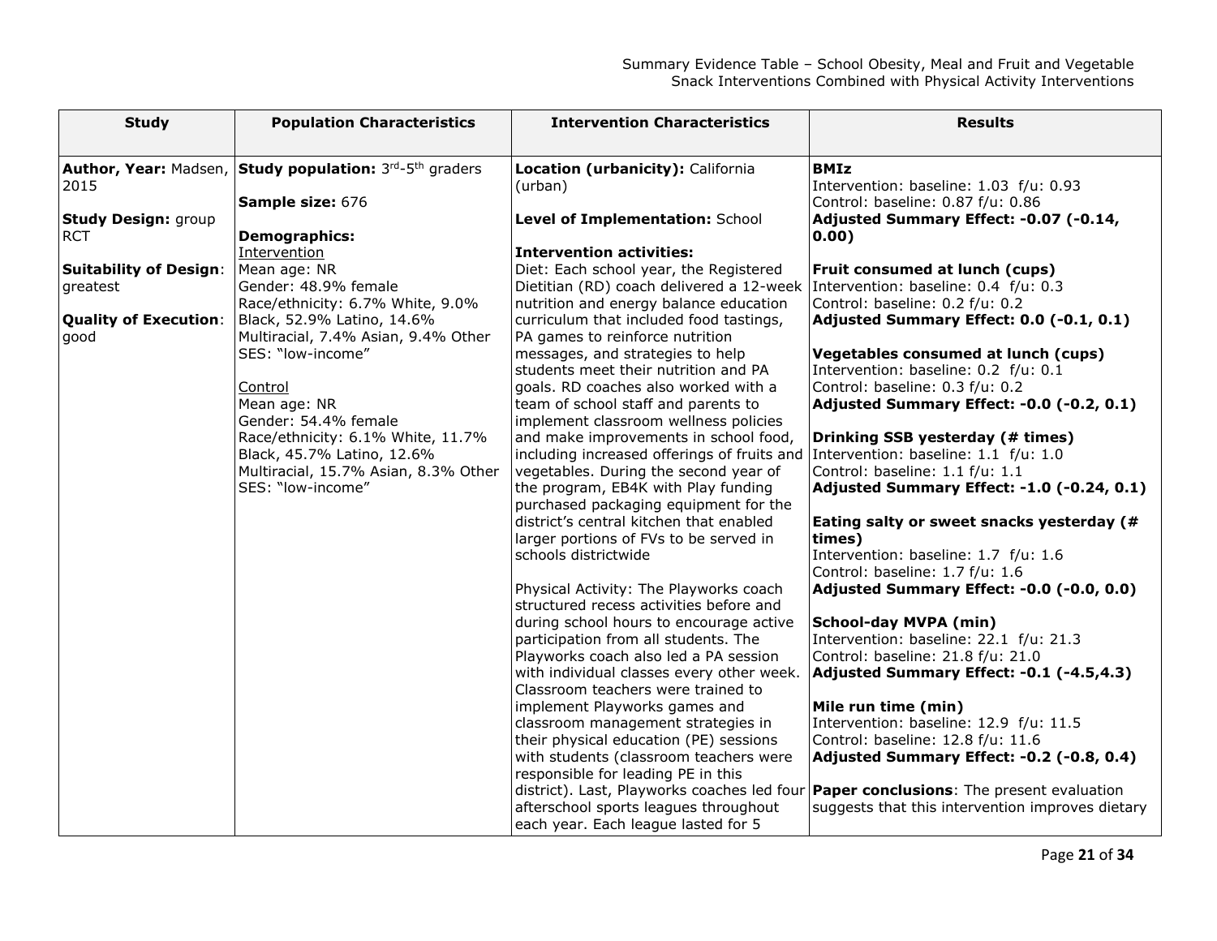| Study | Population Characteristics | Intervention Characteristics | Results |
|---|---|---|---|
| **Author, Year:** Madsen, 2015<br><br>**Study Design:** group RCT<br><br>**Suitability of Design**: greatest<br><br>**Quality of Execution**: good | **Study population:** 3rd-5th graders<br><br>**Sample size:** 676<br><br>**Demographics:**<br>Intervention<br>Mean age: NR<br>Gender: 48.9% female<br>Race/ethnicity: 6.7% White, 9.0% Black, 52.9% Latino, 14.6% Multiracial, 7.4% Asian, 9.4% Other<br>SES: "low-income"<br><br>Control<br>Mean age: NR<br>Gender: 54.4% female<br>Race/ethnicity: 6.1% White, 11.7% Black, 45.7% Latino, 12.6% Multiracial, 15.7% Asian, 8.3% Other<br>SES: "low-income" | **Location (urbanicity):** California (urban)<br><br>**Level of Implementation:** School<br><br>**Intervention activities:**<br>Diet: Each school year, the Registered Dietitian (RD) coach delivered a 12-week nutrition and energy balance education curriculum that included food tastings, PA games to reinforce nutrition messages, and strategies to help students meet their nutrition and PA goals. RD coaches also worked with a team of school staff and parents to implement classroom wellness policies and make improvements in school food, including increased offerings of fruits and vegetables. During the second year of the program, EB4K with Play funding purchased packaging equipment for the district's central kitchen that enabled larger portions of FVs to be served in schools districtwide<br><br>Physical Activity: The Playworks coach structured recess activities before and during school hours to encourage active participation from all students. The Playworks coach also led a PA session with individual classes every other week. Classroom teachers were trained to implement Playworks games and classroom management strategies in their physical education (PE) sessions with students (classroom teachers were responsible for leading PE in this district). Last, Playworks coaches led four afterschool sports leagues throughout each year. Each league lasted for 5 | **BMIz**<br>Intervention: baseline: 1.03 f/u: 0.93<br>Control: baseline: 0.87 f/u: 0.86<br>**Adjusted Summary Effect: -0.07 (-0.14, 0.00)**<br><br>**Fruit consumed at lunch (cups)**<br>Intervention: baseline: 0.4 f/u: 0.3<br>Control: baseline: 0.2 f/u: 0.2<br>**Adjusted Summary Effect: 0.0 (-0.1, 0.1)**<br><br>**Vegetables consumed at lunch (cups)**<br>Intervention: baseline: 0.2 f/u: 0.1<br>Control: baseline: 0.3 f/u: 0.2<br>**Adjusted Summary Effect: -0.0 (-0.2, 0.1)**<br><br>**Drinking SSB yesterday (# times)**<br>Intervention: baseline: 1.1 f/u: 1.0<br>Control: baseline: 1.1 f/u: 1.1<br>**Adjusted Summary Effect: -1.0 (-0.24, 0.1)**<br><br>**Eating salty or sweet snacks yesterday (# times)**<br>Intervention: baseline: 1.7 f/u: 1.6<br>Control: baseline: 1.7 f/u: 1.6<br>**Adjusted Summary Effect: -0.0 (-0.0, 0.0)**<br><br>**School-day MVPA (min)**<br>Intervention: baseline: 22.1 f/u: 21.3<br>Control: baseline: 21.8 f/u: 21.0<br>**Adjusted Summary Effect: -0.1 (-4.5,4.3)**<br><br>**Mile run time (min)**<br>Intervention: baseline: 12.9 f/u: 11.5<br>Control: baseline: 12.8 f/u: 11.6<br>**Adjusted Summary Effect: -0.2 (-0.8, 0.4)**<br><br>**Paper conclusions**: The present evaluation suggests that this intervention improves dietary |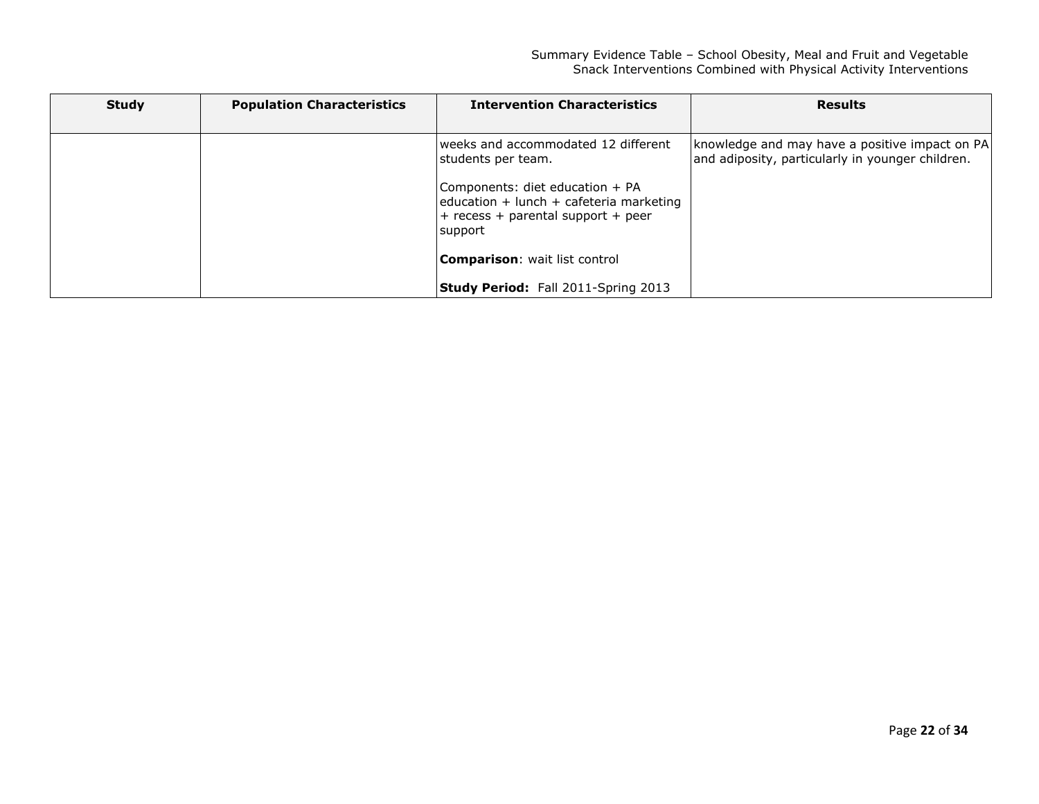| Study | Population Characteristics | Intervention Characteristics | Results |
|---|---|---|---|
| | | weeks and accommodated 12 different students per team.<br><br>Components: diet education + PA education + lunch + cafeteria marketing + recess + parental support + peer support<br><br>**Comparison**: wait list control<br><br>**Study Period:** Fall 2011-Spring 2013 | knowledge and may have a positive impact on PA and adiposity, particularly in younger children. |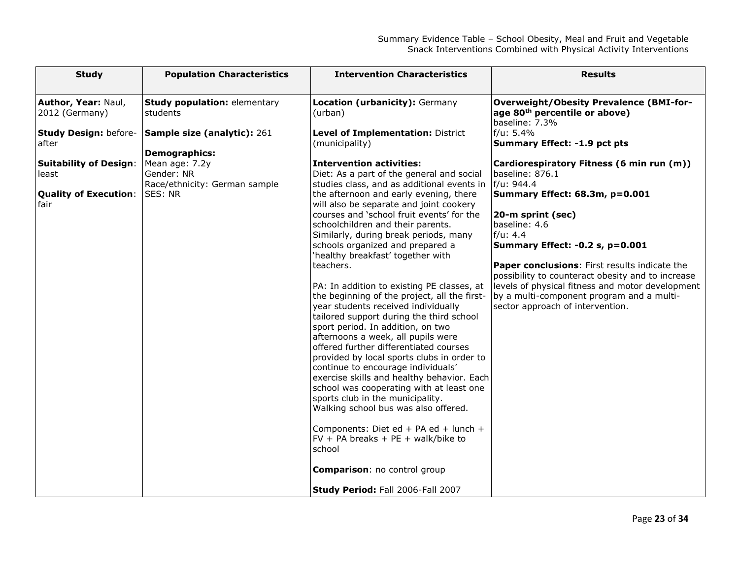| **Study** | **Population Characteristics** | **Intervention Characteristics** | **Results** |
|---|---|---|---|
| **Author, Year:** Naul, 2012 (Germany)<br><br>**Study Design:** before-after<br><br>**Suitability of Design**: least<br><br>**Quality of Execution**: fair | **Study population:** elementary students<br><br>**Sample size (analytic):** 261<br><br>**Demographics:**<br>Mean age: 7.2y<br>Gender: NR<br>Race/ethnicity: German sample<br>SES: NR | **Location (urbanicity):** Germany (urban)<br><br>**Level of Implementation:** District (municipality)<br><br>**Intervention activities:**<br>Diet: As a part of the general and social studies class, and as additional events in the afternoon and early evening, there will also be separate and joint cookery courses and 'school fruit events' for the schoolchildren and their parents. Similarly, during break periods, many schools organized and prepared a 'healthy breakfast' together with teachers.<br><br>PA: In addition to existing PE classes, at the beginning of the project, all the first-year students received individually tailored support during the third school sport period. In addition, on two afternoons a week, all pupils were offered further differentiated courses provided by local sports clubs in order to continue to encourage individuals' exercise skills and healthy behavior. Each school was cooperating with at least one sports club in the municipality.<br>Walking school bus was also offered.<br><br>Components: Diet ed + PA ed + lunch + FV + PA breaks + PE + walk/bike to school<br><br>**Comparison**: no control group<br><br>**Study Period:** Fall 2006-Fall 2007 | **Overweight/Obesity Prevalence (BMI-for-age 80th percentile or above)**<br>baseline: 7.3%<br>f/u: 5.4%<br>**Summary Effect: -1.9 pct pts**<br><br>**Cardiorespiratory Fitness (6 min run (m))**<br>baseline: 876.1<br>f/u: 944.4<br>**Summary Effect: 68.3m, p=0.001**<br><br>**20-m sprint (sec)**<br>baseline: 4.6<br>f/u: 4.4<br>**Summary Effect: -0.2 s, p=0.001**<br><br>**Paper conclusions**: First results indicate the possibility to counteract obesity and to increase levels of physical fitness and motor development by a multi-component program and a multi-sector approach of intervention. |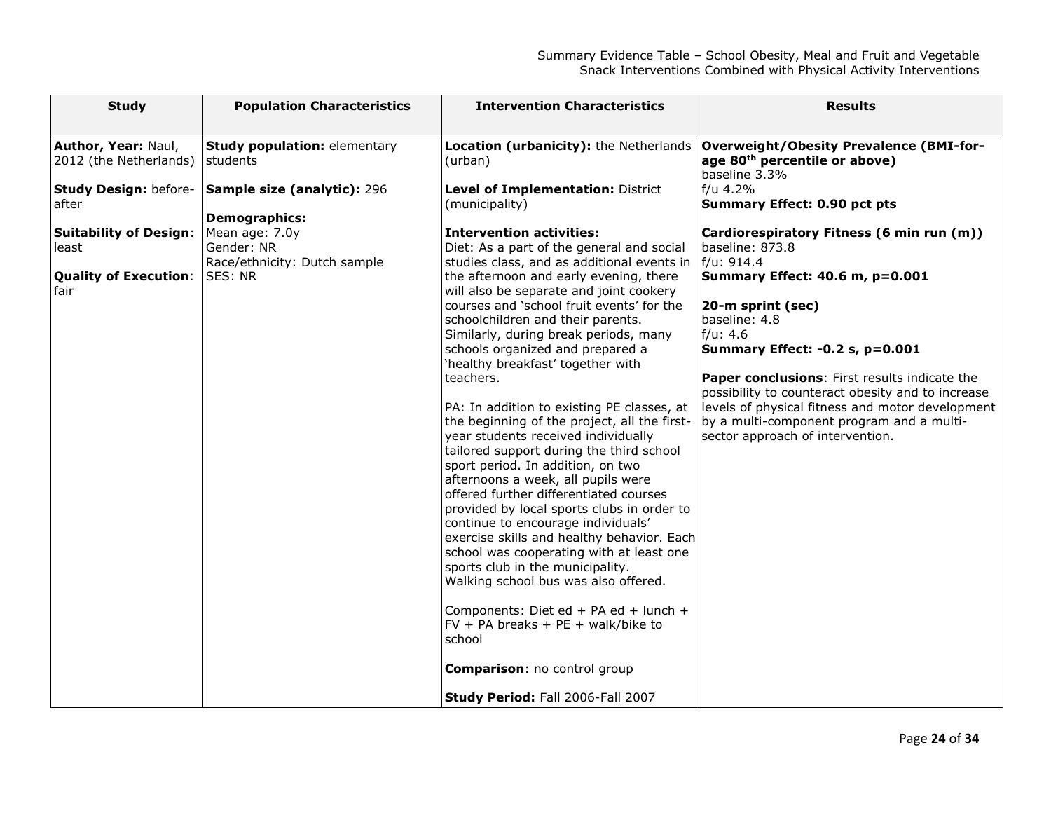| Study | Population Characteristics | Intervention Characteristics | Results |
|---|---|---|---|
| **Author, Year:** Naul, 2012 (the Netherlands)<br><br>**Study Design:** before-after<br><br>**Suitability of Design**: least<br><br>**Quality of Execution**: fair | **Study population:** elementary students<br><br>**Sample size (analytic):** 296<br><br>**Demographics:**<br>Mean age: 7.0y<br>Gender: NR<br>Race/ethnicity: Dutch sample<br>SES: NR | **Location (urbanicity):** the Netherlands (urban)<br><br>**Level of Implementation:** District (municipality)<br><br>**Intervention activities:**<br>Diet: As a part of the general and social studies class, and as additional events in the afternoon and early evening, there will also be separate and joint cookery courses and 'school fruit events' for the schoolchildren and their parents. Similarly, during break periods, many schools organized and prepared a 'healthy breakfast' together with teachers.<br><br>PA: In addition to existing PE classes, at the beginning of the project, all the first-year students received individually tailored support during the third school sport period. In addition, on two afternoons a week, all pupils were offered further differentiated courses provided by local sports clubs in order to continue to encourage individuals' exercise skills and healthy behavior. Each school was cooperating with at least one sports club in the municipality.<br>Walking school bus was also offered.<br><br>Components: Diet ed + PA ed + lunch + FV + PA breaks + PE + walk/bike to school<br><br>**Comparison**: no control group<br><br>**Study Period:** Fall 2006-Fall 2007 | **Overweight/Obesity Prevalence (BMI-for-age 80th percentile or above)**<br>baseline 3.3%<br>f/u 4.2%<br>**Summary Effect: 0.90 pct pts**<br><br>**Cardiorespiratory Fitness (6 min run (m))**<br>baseline: 873.8<br>f/u: 914.4<br>**Summary Effect: 40.6 m, p=0.001**<br><br>**20-m sprint (sec)**<br>baseline: 4.8<br>f/u: 4.6<br>**Summary Effect: -0.2 s, p=0.001**<br><br>**Paper conclusions**: First results indicate the possibility to counteract obesity and to increase levels of physical fitness and motor development by a multi-component program and a multi-sector approach of intervention. |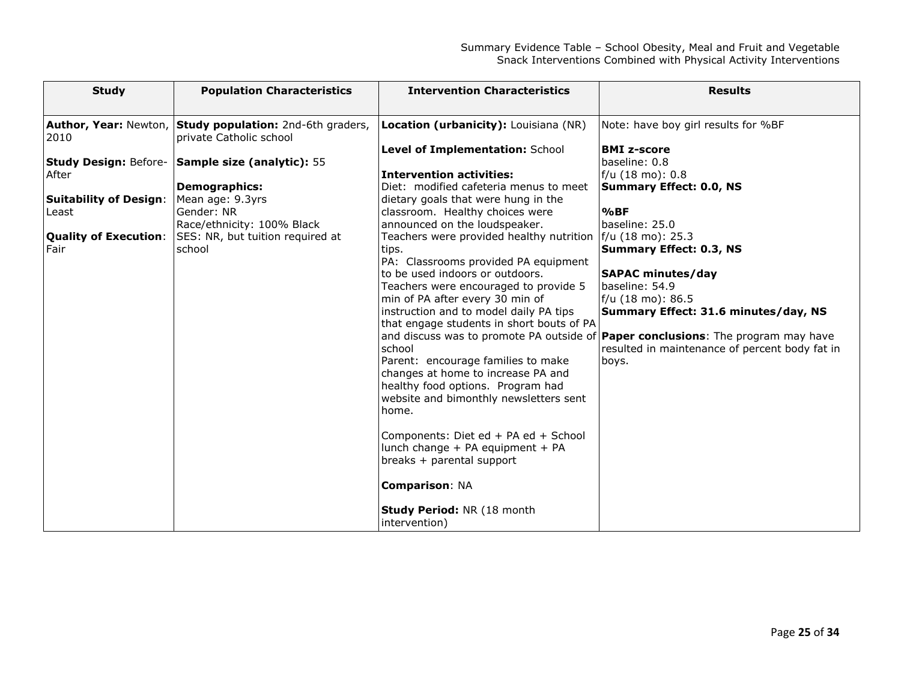Summary Evidence Table – School Obesity, Meal and Fruit and Vegetable Snack Interventions Combined with Physical Activity Interventions

| Study | Population Characteristics | Intervention Characteristics | Results |
|---|---|---|---|
| **Author, Year:** Newton, 2010<br><br>**Study Design:** Before-After<br><br>**Suitability of Design**: Least<br><br>**Quality of Execution**: Fair | **Study population:** 2nd-6th graders, private Catholic school<br><br>**Sample size (analytic):** 55<br><br>**Demographics:**<br>Mean age: 9.3yrs<br>Gender: NR<br>Race/ethnicity: 100% Black<br>SES: NR, but tuition required at school | **Location (urbanicity):** Louisiana (NR)<br><br>**Level of Implementation:** School<br><br>**Intervention activities:**<br>Diet: modified cafeteria menus to meet dietary goals that were hung in the classroom. Healthy choices were announced on the loudspeaker. Teachers were provided healthy nutrition tips.<br>PA: Classrooms provided PA equipment to be used indoors or outdoors. Teachers were encouraged to provide 5 min of PA after every 30 min of instruction and to model daily PA tips that engage students in short bouts of PA and discuss was to promote PA outside of school<br>Parent: encourage families to make changes at home to increase PA and healthy food options. Program had website and bimonthly newsletters sent home.<br><br>Components: Diet ed + PA ed + School lunch change + PA equipment + PA breaks + parental support<br><br>**Comparison**: NA<br><br>**Study Period:** NR (18 month intervention) | Note: have boy girl results for %BF<br><br>**BMI z-score**<br>baseline: 0.8<br>f/u (18 mo): 0.8<br>**Summary Effect: 0.0, NS**<br><br>**%BF**<br>baseline: 25.0<br>f/u (18 mo): 25.3<br>**Summary Effect: 0.3, NS**<br><br>**SAPAC minutes/day**<br>baseline: 54.9<br>f/u (18 mo): 86.5<br>**Summary Effect: 31.6 minutes/day, NS**<br><br>**Paper conclusions**: The program may have resulted in maintenance of percent body fat in boys. |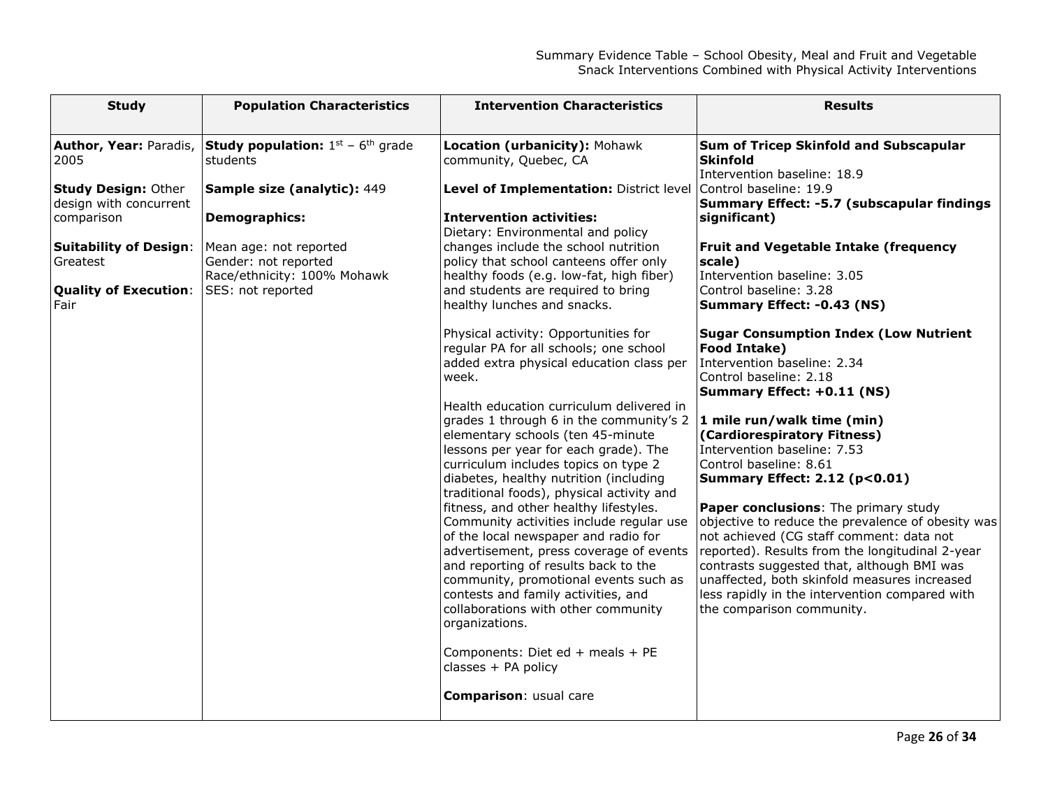| Study | Population Characteristics | Intervention Characteristics | Results |
|---|---|---|---|
| **Author, Year:** Paradis, 2005<br><br>**Study Design:** Other design with concurrent comparison<br><br>**Suitability of Design**: Greatest<br><br>**Quality of Execution**: Fair | **Study population:** $1^{st}$ – $6^{th}$ grade students<br><br>**Sample size (analytic):** 449<br><br>**Demographics:**<br><br>Mean age: not reported<br>Gender: not reported<br>Race/ethnicity: 100% Mohawk<br>SES: not reported | **Location (urbanicity):** Mohawk community, Quebec, CA<br><br>**Level of Implementation:** District level<br><br>**Intervention activities:**<br>Dietary: Environmental and policy changes include the school nutrition policy that school canteens offer only healthy foods (e.g. low-fat, high fiber) and students are required to bring healthy lunches and snacks.<br><br>Physical activity: Opportunities for regular PA for all schools; one school added extra physical education class per week.<br><br>Health education curriculum delivered in grades 1 through 6 in the community's 2 elementary schools (ten 45-minute lessons per year for each grade). The curriculum includes topics on type 2 diabetes, healthy nutrition (including traditional foods), physical activity and fitness, and other healthy lifestyles. Community activities include regular use of the local newspaper and radio for advertisement, press coverage of events and reporting of results back to the community, promotional events such as contests and family activities, and collaborations with other community organizations.<br><br>Components: Diet ed + meals + PE classes + PA policy<br><br>**Comparison**: usual care | **Sum of Tricep Skinfold and Subscapular Skinfold**<br>Intervention baseline: 18.9<br>Control baseline: 19.9<br>**Summary Effect: -5.7 (subscapular findings significant)**<br><br>**Fruit and Vegetable Intake (frequency scale)**<br>Intervention baseline: 3.05<br>Control baseline: 3.28<br>**Summary Effect: -0.43 (NS)**<br><br>**Sugar Consumption Index (Low Nutrient Food Intake)**<br>Intervention baseline: 2.34<br>Control baseline: 2.18<br>**Summary Effect: +0.11 (NS)**<br><br>**1 mile run/walk time (min) (Cardiorespiratory Fitness)**<br>Intervention baseline: 7.53<br>Control baseline: 8.61<br>**Summary Effect: 2.12 ($p<0.01$)**<br><br>**Paper conclusions**: The primary study objective to reduce the prevalence of obesity was not achieved (CG staff comment: data not reported). Results from the longitudinal 2-year contrasts suggested that, although BMI was unaffected, both skinfold measures increased less rapidly in the intervention compared with the comparison community. |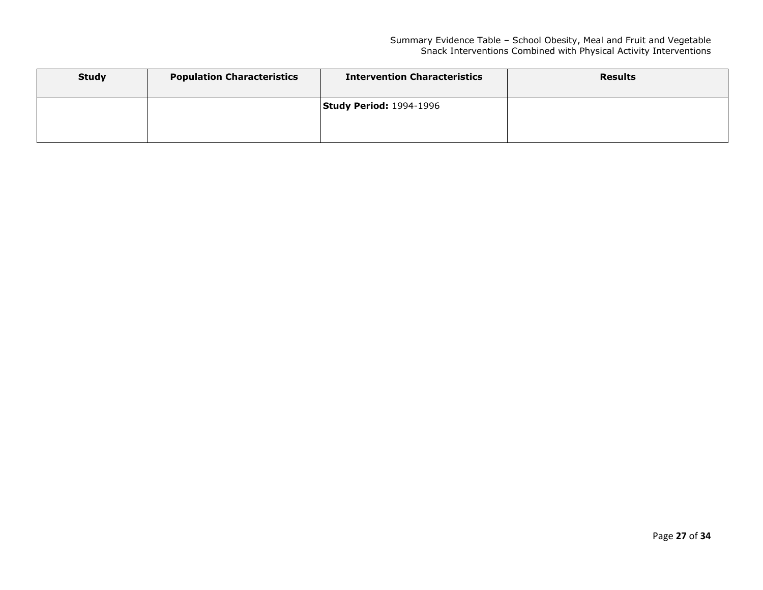| Study | Population Characteristics | Intervention Characteristics | Results |
|---|---|---|---|
| | | **Study Period:** 1994-1996 | |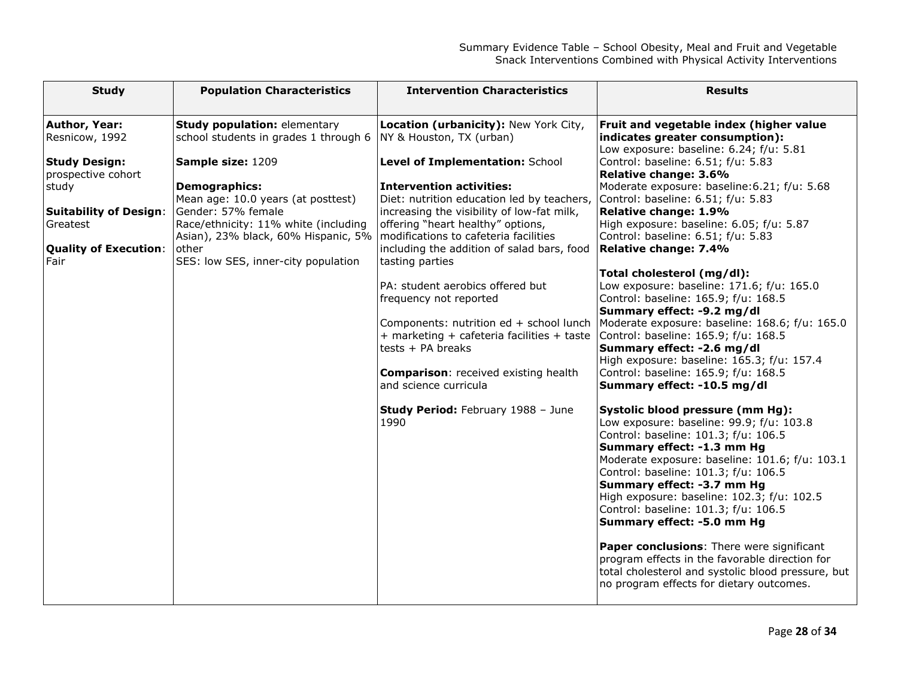| Study | Population Characteristics | Intervention Characteristics | Results |
|---|---|---|---|
| **Author, Year:** Resnicow, 1992<br><br>**Study Design:** prospective cohort study<br><br>**Suitability of Design**: Greatest<br><br>**Quality of Execution**: Fair | **Study population:** elementary school students in grades 1 through 6<br><br>**Sample size:** 1209<br><br>**Demographics:**<br>Mean age: 10.0 years (at posttest)<br>Gender: 57% female<br>Race/ethnicity: 11% white (including Asian), 23% black, 60% Hispanic, 5% other<br>SES: low SES, inner-city population | **Location (urbanicity):** New York City, NY & Houston, TX (urban)<br><br>**Level of Implementation:** School<br><br>**Intervention activities:**<br>Diet: nutrition education led by teachers, increasing the visibility of low-fat milk, offering "heart healthy" options, modifications to cafeteria facilities including the addition of salad bars, food tasting parties<br><br>PA: student aerobics offered but frequency not reported<br><br>Components: nutrition ed + school lunch + marketing + cafeteria facilities + taste tests + PA breaks<br><br>**Comparison**: received existing health and science curricula<br><br>**Study Period:** February 1988 – June 1990 | **Fruit and vegetable index (higher value indicates greater consumption):**<br>Low exposure: baseline: 6.24; f/u: 5.81<br>Control: baseline: 6.51; f/u: 5.83<br>**Relative change: 3.6%**<br>Moderate exposure: baseline:6.21; f/u: 5.68<br>Control: baseline: 6.51; f/u: 5.83<br>**Relative change: 1.9%**<br>High exposure: baseline: 6.05; f/u: 5.87<br>Control: baseline: 6.51; f/u: 5.83<br>**Relative change: 7.4%**<br><br>**Total cholesterol (mg/dl):**<br>Low exposure: baseline: 171.6; f/u: 165.0<br>Control: baseline: 165.9; f/u: 168.5<br>**Summary effect: -9.2 mg/dl**<br>Moderate exposure: baseline: 168.6; f/u: 165.0<br>Control: baseline: 165.9; f/u: 168.5<br>**Summary effect: -2.6 mg/dl**<br>High exposure: baseline: 165.3; f/u: 157.4<br>Control: baseline: 165.9; f/u: 168.5<br>**Summary effect: -10.5 mg/dl**<br><br>**Systolic blood pressure (mm Hg):**<br>Low exposure: baseline: 99.9; f/u: 103.8<br>Control: baseline: 101.3; f/u: 106.5<br>**Summary effect: -1.3 mm Hg**<br>Moderate exposure: baseline: 101.6; f/u: 103.1<br>Control: baseline: 101.3; f/u: 106.5<br>**Summary effect: -3.7 mm Hg**<br>High exposure: baseline: 102.3; f/u: 102.5<br>Control: baseline: 101.3; f/u: 106.5<br>**Summary effect: -5.0 mm Hg**<br><br>**Paper conclusions**: There were significant program effects in the favorable direction for total cholesterol and systolic blood pressure, but no program effects for dietary outcomes. |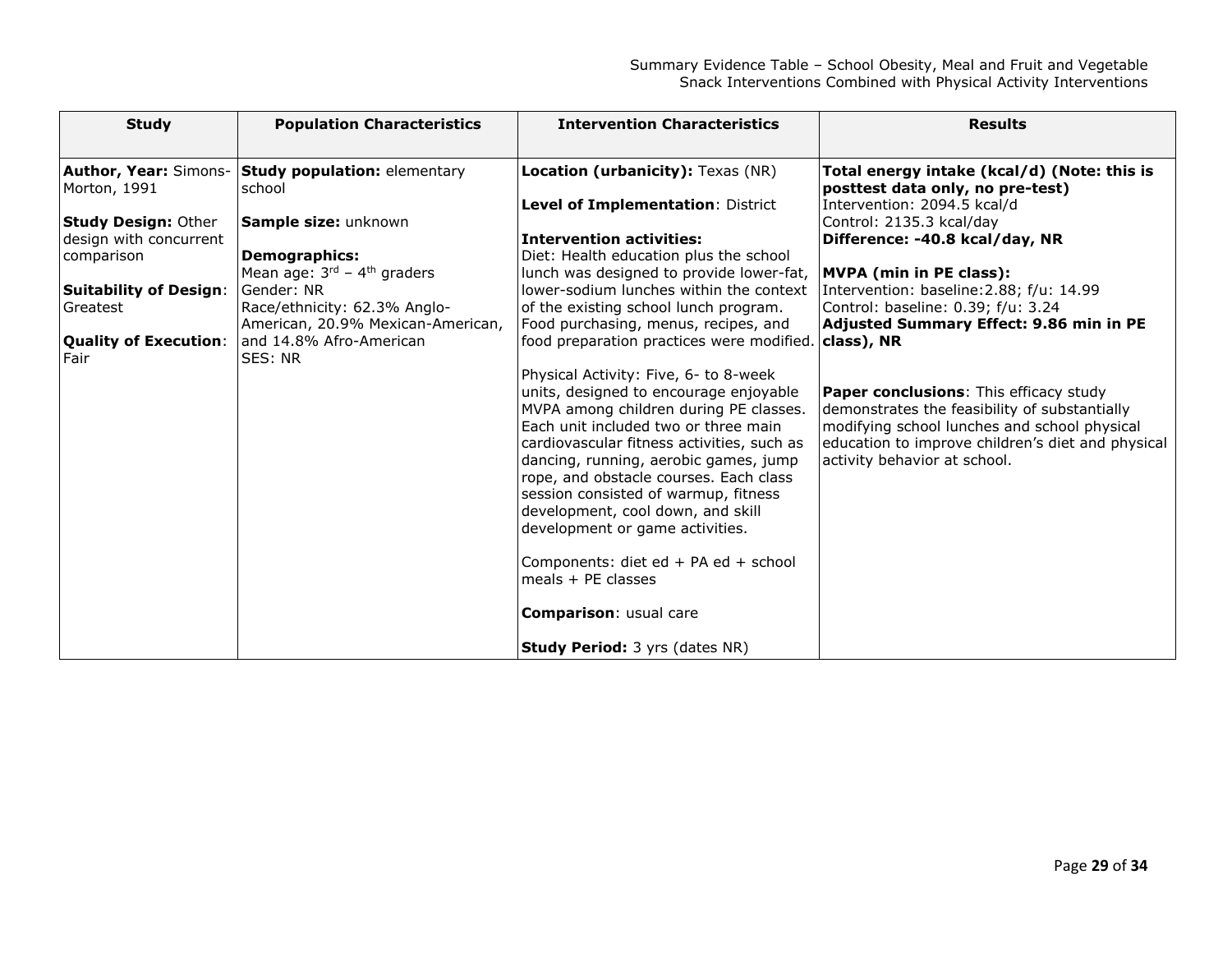| Study | Population Characteristics | Intervention Characteristics | Results |
|---|---|---|---|
| **Author, Year:** Simons-Morton, 1991<br><br>**Study Design:** Other design with concurrent comparison<br><br>**Suitability of Design**: Greatest<br><br>**Quality of Execution**: Fair | **Study population:** elementary school<br><br>**Sample size:** unknown<br><br>**Demographics:**<br>Mean age: 3rd – 4th graders<br>Gender: NR<br>Race/ethnicity: 62.3% Anglo-American, 20.9% Mexican-American, and 14.8% Afro-American<br>SES: NR | **Location (urbanicity):** Texas (NR)<br><br>**Level of Implementation**: District<br><br>**Intervention activities:**<br>Diet: Health education plus the school lunch was designed to provide lower-fat, lower-sodium lunches within the context of the existing school lunch program. Food purchasing, menus, recipes, and food preparation practices were modified.<br><br>Physical Activity: Five, 6- to 8-week units, designed to encourage enjoyable MVPA among children during PE classes. Each unit included two or three main cardiovascular fitness activities, such as dancing, running, aerobic games, jump rope, and obstacle courses. Each class session consisted of warmup, fitness development, cool down, and skill development or game activities.<br><br>Components: diet ed + PA ed + school meals + PE classes<br><br>**Comparison**: usual care<br><br>**Study Period:** 3 yrs (dates NR) | **Total energy intake (kcal/d) (Note: this is posttest data only, no pre-test)**<br>Intervention: 2094.5 kcal/d<br>Control: 2135.3 kcal/day<br>**Difference: -40.8 kcal/day, NR**<br><br>**MVPA (min in PE class):**<br>Intervention: baseline:2.88; f/u: 14.99<br>Control: baseline: 0.39; f/u: 3.24<br>**Adjusted Summary Effect: 9.86 min in PE class), NR**<br><br>**Paper conclusions**: This efficacy study demonstrates the feasibility of substantially modifying school lunches and school physical education to improve children's diet and physical activity behavior at school. |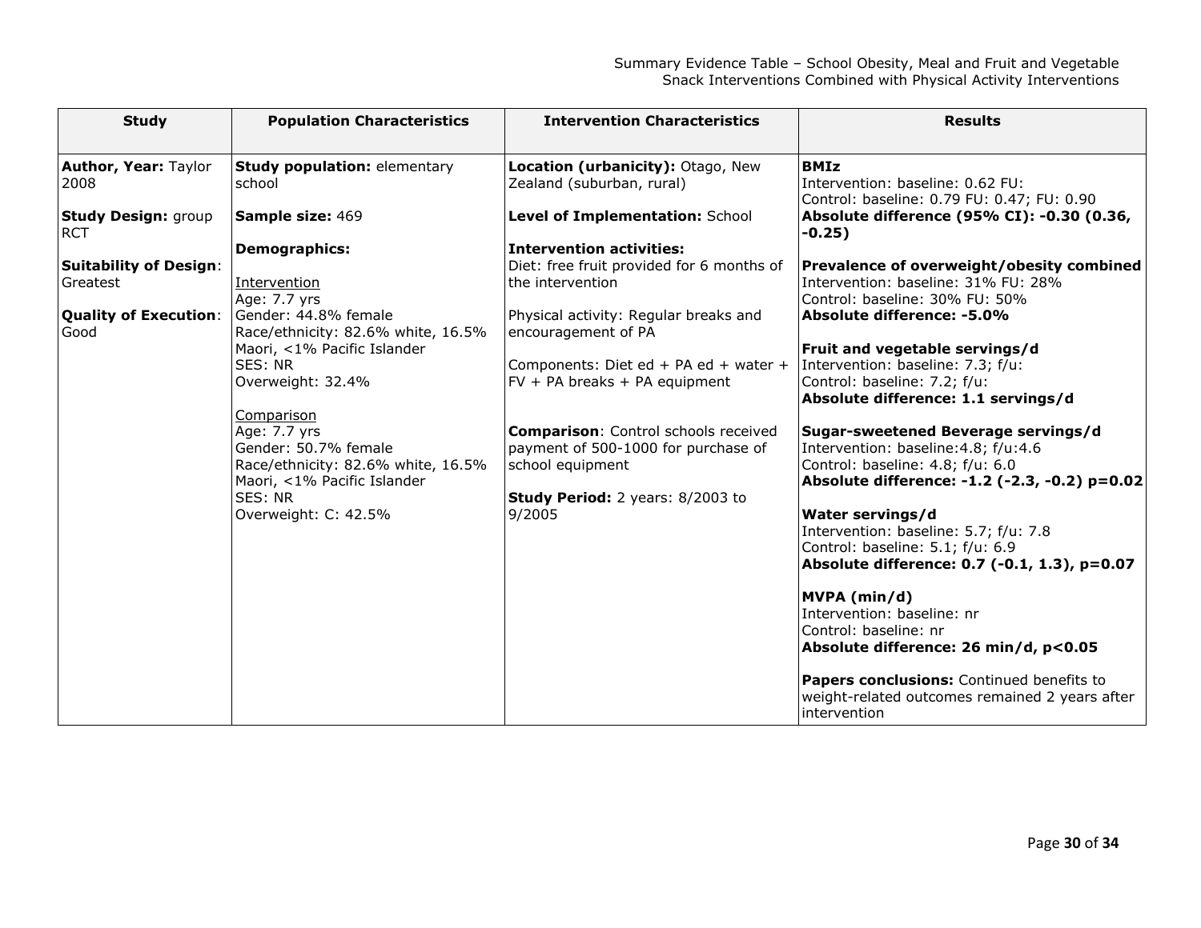| Study | Population Characteristics | Intervention Characteristics | Results |
|---|---|---|---|
| **Author, Year:** Taylor 2008<br><br>**Study Design:** group RCT<br><br>**Suitability of Design**: Greatest<br><br>**Quality of Execution**: Good | **Study population:** elementary school<br><br>**Sample size:** 469<br><br>**Demographics:**<br><br>Intervention<br>Age: 7.7 yrs<br>Gender: 44.8% female<br>Race/ethnicity: 82.6% white, 16.5% Maori, <1% Pacific Islander<br>SES: NR<br>Overweight: 32.4%<br><br>Comparison<br>Age: 7.7 yrs<br>Gender: 50.7% female<br>Race/ethnicity: 82.6% white, 16.5% Maori, <1% Pacific Islander<br>SES: NR<br>Overweight: C: 42.5% | **Location (urbanicity):** Otago, New Zealand (suburban, rural)<br><br>**Level of Implementation:** School<br><br>**Intervention activities:**<br>Diet: free fruit provided for 6 months of the intervention<br><br>Physical activity: Regular breaks and encouragement of PA<br><br>Components: Diet ed + PA ed + water + FV + PA breaks + PA equipment<br><br>**Comparison**: Control schools received payment of 500-1000 for purchase of school equipment<br><br>**Study Period:** 2 years: 8/2003 to 9/2005 | **BMIz**<br>Intervention: baseline: 0.62 FU:<br>Control: baseline: 0.79 FU: 0.47; FU: 0.90<br>**Absolute difference (95% CI): -0.30 (0.36, -0.25)**<br><br>**Prevalence of overweight/obesity combined**<br>Intervention: baseline: 31% FU: 28%<br>Control: baseline: 30% FU: 50%<br>**Absolute difference: -5.0%**<br><br>**Fruit and vegetable servings/d**<br>Intervention: baseline: 7.3; f/u:<br>Control: baseline: 7.2; f/u:<br>**Absolute difference: 1.1 servings/d**<br><br>**Sugar-sweetened Beverage servings/d**<br>Intervention: baseline:4.8; f/u:4.6<br>Control: baseline: 4.8; f/u: 6.0<br>**Absolute difference: -1.2 (-2.3, -0.2) p=0.02**<br><br>**Water servings/d**<br>Intervention: baseline: 5.7; f/u: 7.8<br>Control: baseline: 5.1; f/u: 6.9<br>**Absolute difference: 0.7 (-0.1, 1.3), p=0.07**<br><br>**MVPA (min/d)**<br>Intervention: baseline: nr<br>Control: baseline: nr<br>**Absolute difference: 26 min/d, p<0.05**<br><br>**Papers conclusions:** Continued benefits to weight-related outcomes remained 2 years after intervention |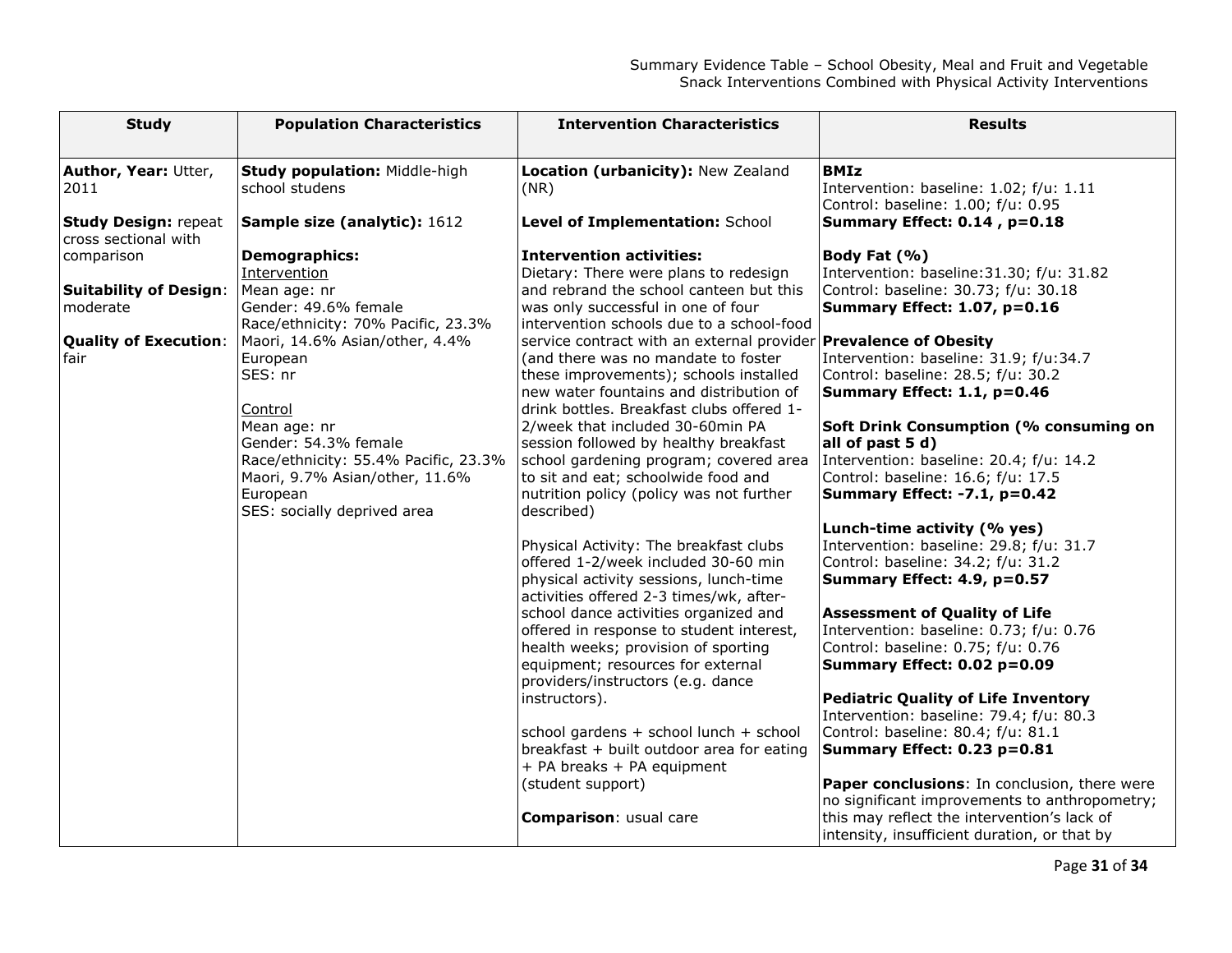| Study | Population Characteristics | Intervention Characteristics | Results |
|---|---|---|---|
| **Author, Year:** Utter, 2011<br><br>**Study Design:** repeat cross sectional with comparison<br><br>**Suitability of Design**: moderate<br><br>**Quality of Execution**: fair | **Study population:** Middle-high school studens<br><br>**Sample size (analytic):** 1612<br><br>**Demographics:**<br>Intervention<br>Mean age: nr<br>Gender: 49.6% female<br>Race/ethnicity: 70% Pacific, 23.3% Maori, 14.6% Asian/other, 4.4% European<br>SES: nr<br><br>Control<br>Mean age: nr<br>Gender: 54.3% female<br>Race/ethnicity: 55.4% Pacific, 23.3% Maori, 9.7% Asian/other, 11.6% European<br>SES: socially deprived area | **Location (urbanicity):** New Zealand (NR)<br><br>**Level of Implementation:** School<br><br>**Intervention activities:**<br>Dietary: There were plans to redesign and rebrand the school canteen but this was only successful in one of four intervention schools due to a school-food service contract with an external provider (and there was no mandate to foster these improvements); schools installed new water fountains and distribution of drink bottles. Breakfast clubs offered 1-2/week that included 30-60min PA session followed by healthy breakfast school gardening program; covered area to sit and eat; schoolwide food and nutrition policy (policy was not further described)<br><br>Physical Activity: The breakfast clubs offered 1-2/week included 30-60 min physical activity sessions, lunch-time activities offered 2-3 times/wk, after-school dance activities organized and offered in response to student interest, health weeks; provision of sporting equipment; resources for external providers/instructors (e.g. dance instructors).<br><br>school gardens + school lunch + school breakfast + built outdoor area for eating + PA breaks + PA equipment<br>(student support)<br><br>**Comparison**: usual care | **BMIz**<br>Intervention: baseline: 1.02; f/u: 1.11<br>Control: baseline: 1.00; f/u: 0.95<br>**Summary Effect: 0.14 , p=0.18**<br><br>**Body Fat (%)**<br>Intervention: baseline:31.30; f/u: 31.82<br>Control: baseline: 30.73; f/u: 30.18<br>**Summary Effect: 1.07, p=0.16**<br><br>**Prevalence of Obesity**<br>Intervention: baseline: 31.9; f/u:34.7<br>Control: baseline: 28.5; f/u: 30.2<br>**Summary Effect: 1.1, p=0.46**<br><br>**Soft Drink Consumption (% consuming on all of past 5 d)**<br>Intervention: baseline: 20.4; f/u: 14.2<br>Control: baseline: 16.6; f/u: 17.5<br>**Summary Effect: -7.1, p=0.42**<br><br>**Lunch-time activity (% yes)**<br>Intervention: baseline: 29.8; f/u: 31.7<br>Control: baseline: 34.2; f/u: 31.2<br>**Summary Effect: 4.9, p=0.57**<br><br>**Assessment of Quality of Life**<br>Intervention: baseline: 0.73; f/u: 0.76<br>Control: baseline: 0.75; f/u: 0.76<br>**Summary Effect: 0.02 p=0.09**<br><br>**Pediatric Quality of Life Inventory**<br>Intervention: baseline: 79.4; f/u: 80.3<br>Control: baseline: 80.4; f/u: 81.1<br>**Summary Effect: 0.23 p=0.81**<br><br>**Paper conclusions**: In conclusion, there were no significant improvements to anthropometry; this may reflect the intervention's lack of intensity, insufficient duration, or that by |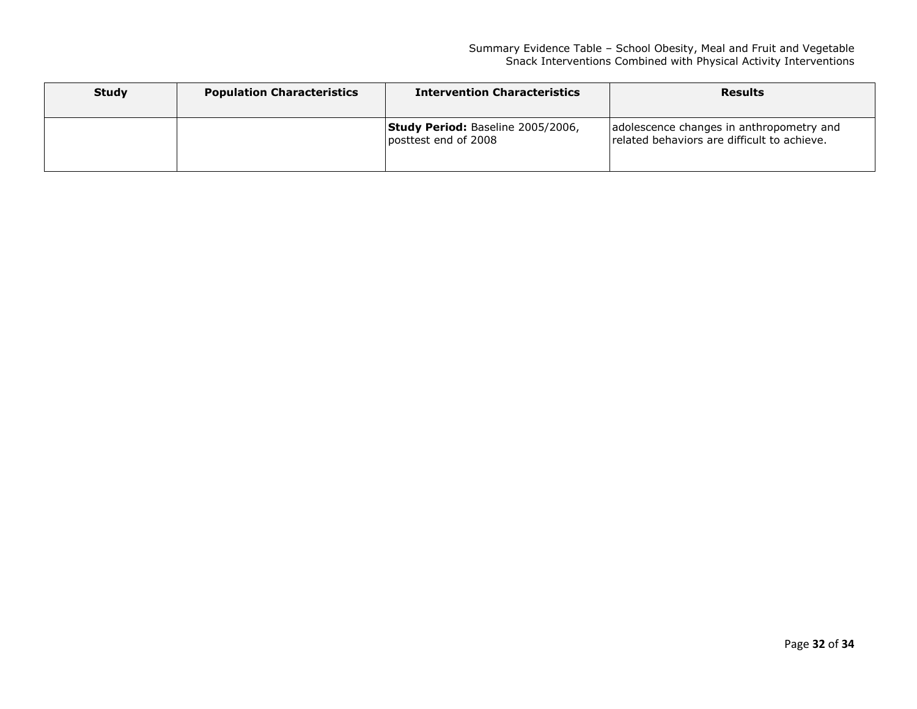| Study | Population Characteristics | Intervention Characteristics | Results |
| --- | --- | --- | --- |
| | | **Study Period:** Baseline 2005/2006, posttest end of 2008 | adolescence changes in anthropometry and related behaviors are difficult to achieve. |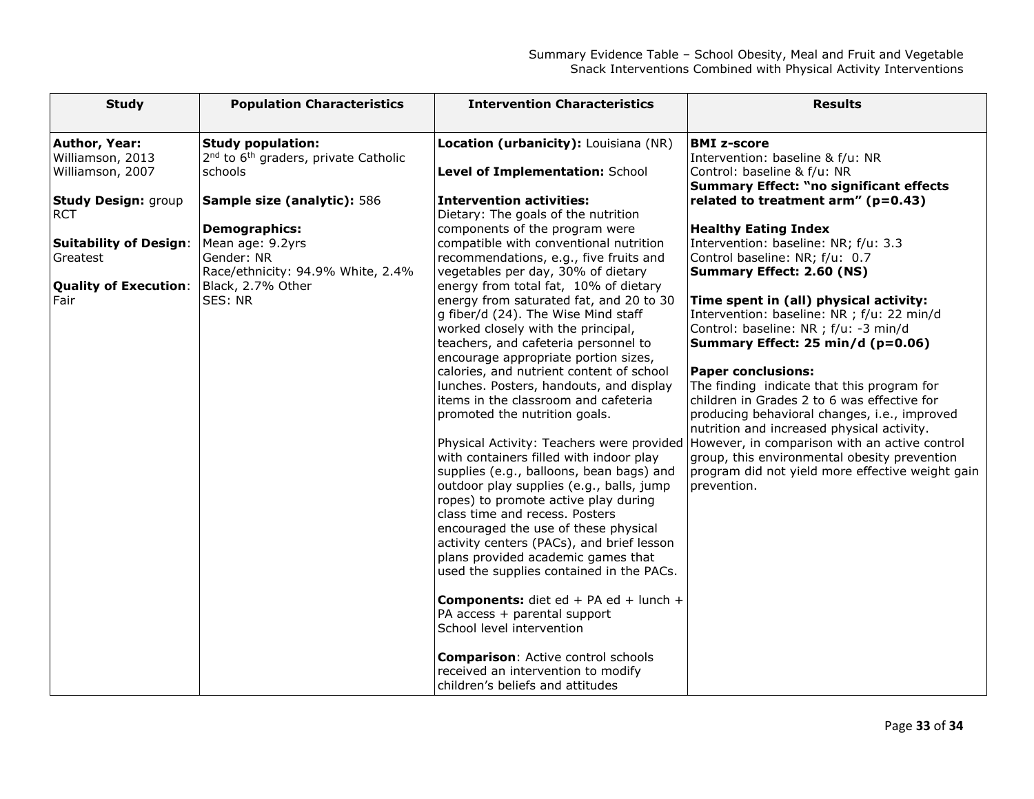| Study | Population Characteristics | Intervention Characteristics | Results |
|---|---|---|---|
| **Author, Year:** Williamson, 2013 Williamson, 2007<br><br>**Study Design:** group RCT<br><br>**Suitability of Design**: Greatest<br><br>**Quality of Execution**: Fair | **Study population:** 2nd to 6th graders, private Catholic schools<br><br>**Sample size (analytic):** 586<br><br>**Demographics:**<br>Mean age: 9.2yrs<br>Gender: NR<br>Race/ethnicity: 94.9% White, 2.4% Black, 2.7% Other<br>SES: NR | **Location (urbanicity):** Louisiana (NR)<br><br>**Level of Implementation:** School<br><br>**Intervention activities:**<br>Dietary: The goals of the nutrition components of the program were compatible with conventional nutrition recommendations, e.g., five fruits and vegetables per day, 30% of dietary energy from total fat, 10% of dietary energy from saturated fat, and 20 to 30 g fiber/d (24). The Wise Mind staff worked closely with the principal, teachers, and cafeteria personnel to encourage appropriate portion sizes, calories, and nutrient content of school lunches. Posters, handouts, and display items in the classroom and cafeteria promoted the nutrition goals.<br><br>Physical Activity: Teachers were provided with containers filled with indoor play supplies (e.g., balloons, bean bags) and outdoor play supplies (e.g., balls, jump ropes) to promote active play during class time and recess. Posters encouraged the use of these physical activity centers (PACs), and brief lesson plans provided academic games that used the supplies contained in the PACs.<br><br>**Components:** diet ed + PA ed + lunch + PA access + parental support<br>School level intervention<br><br>**Comparison**: Active control schools received an intervention to modify children's beliefs and attitudes | **BMI z-score**<br>Intervention: baseline & f/u: NR<br>Control: baseline & f/u: NR<br>**Summary Effect: "no significant effects related to treatment arm" (p=0.43)**<br><br>**Healthy Eating Index**<br>Intervention: baseline: NR; f/u: 3.3<br>Control baseline: NR; f/u: 0.7<br>**Summary Effect: 2.60 (NS)**<br><br>**Time spent in (all) physical activity:**<br>Intervention: baseline: NR ; f/u: 22 min/d<br>Control: baseline: NR ; f/u: -3 min/d<br>**Summary Effect: 25 min/d (p=0.06)**<br><br>**Paper conclusions:**<br>The finding indicate that this program for children in Grades 2 to 6 was effective for producing behavioral changes, i.e., improved nutrition and increased physical activity. However, in comparison with an active control group, this environmental obesity prevention program did not yield more effective weight gain prevention. |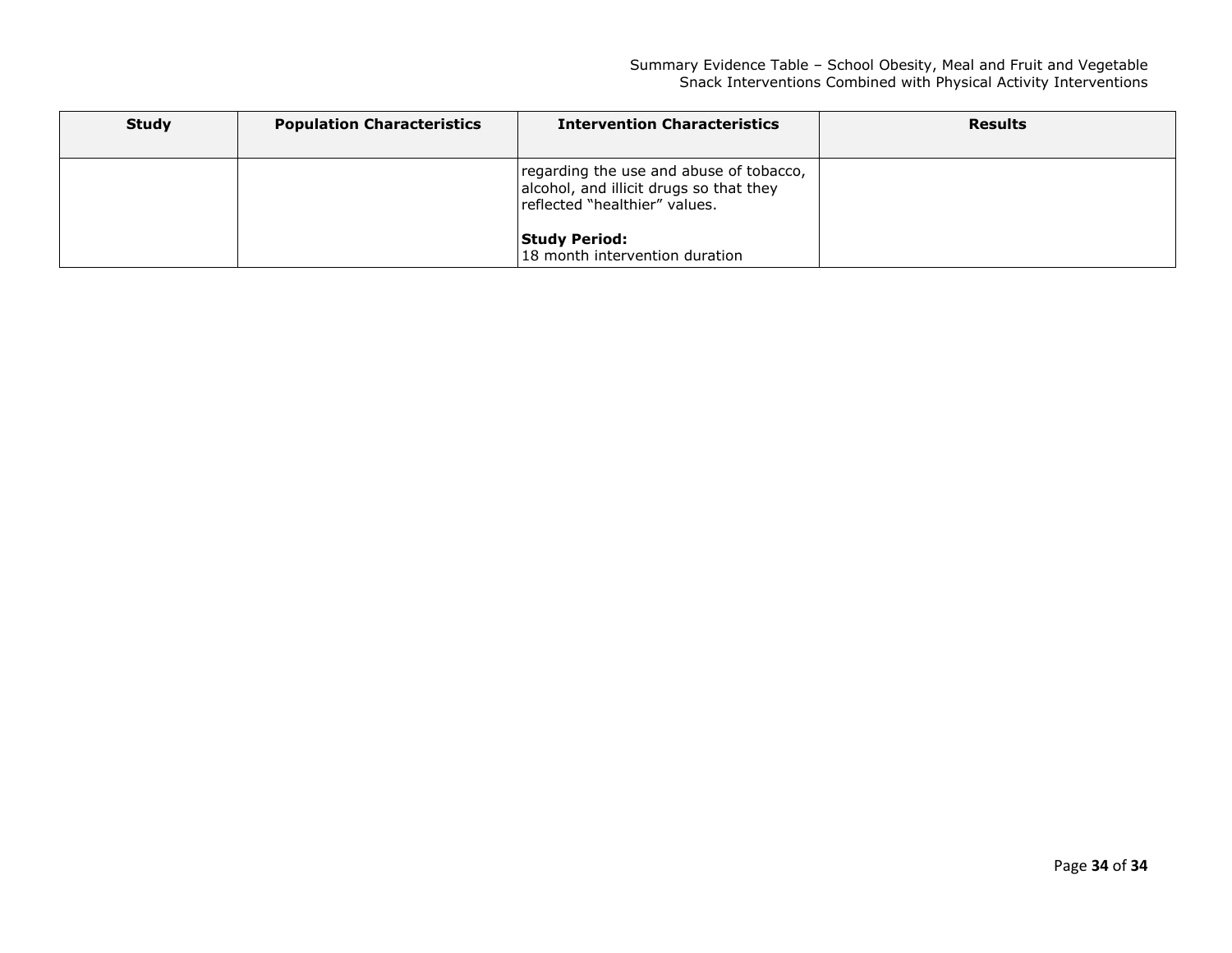| Study | Population Characteristics | Intervention Characteristics | Results |
| --- | --- | --- | --- |
| | | regarding the use and abuse of tobacco, alcohol, and illicit drugs so that they reflected "healthier" values.<br><br>**Study Period:**<br>18 month intervention duration | |